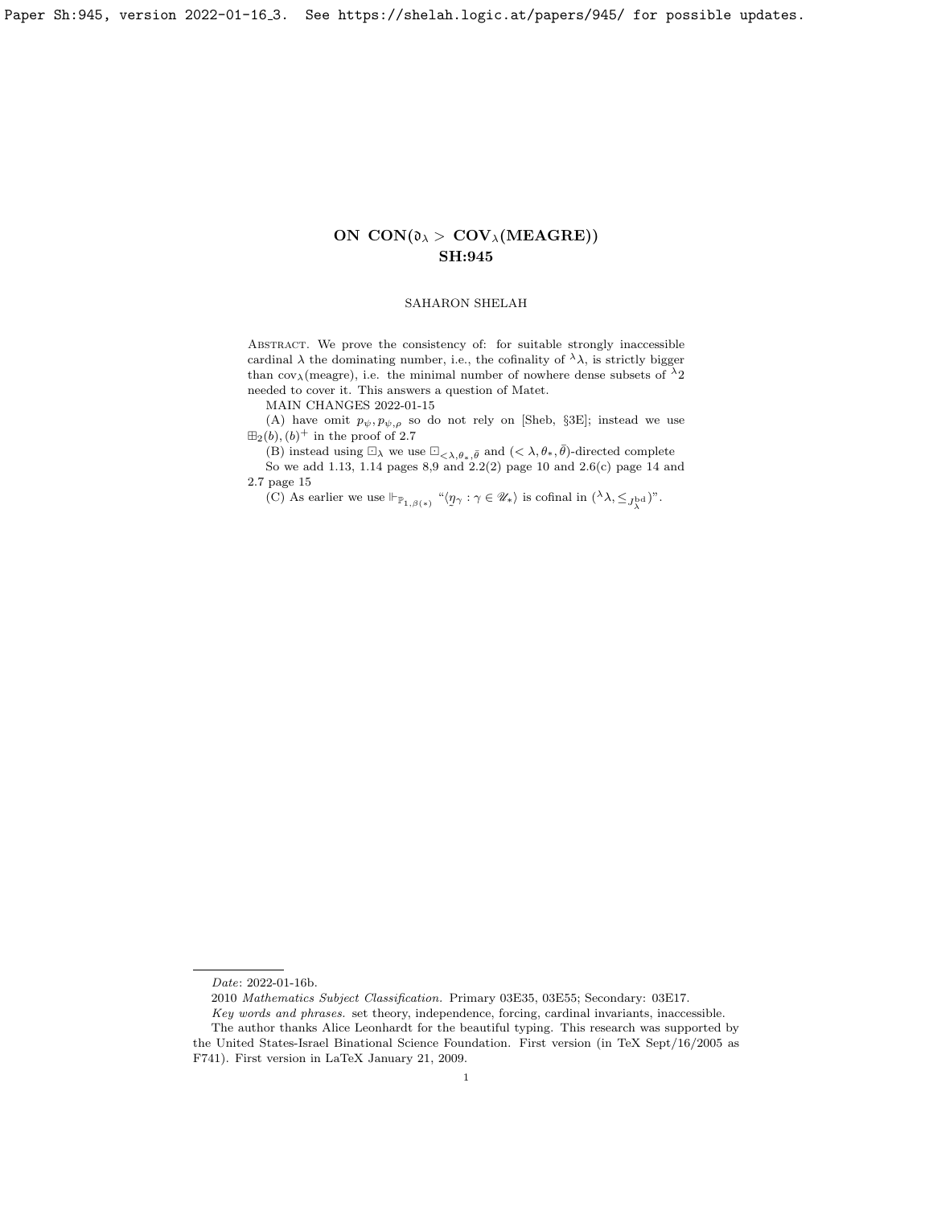# ON CON($\mathfrak{d}_\lambda >$ COV$_\lambda$(MEAGRE)) SH:945

SAHARON SHELAH

Abstract. We prove the consistency of: for suitable strongly inaccessible cardinal $\lambda$ the dominating number, i.e., the cofinality of ${}^\lambda\lambda$, is strictly bigger than $\text{cov}_\lambda(\text{meagre})$, i.e. the minimal number of nowhere dense subsets of ${}^\lambda 2$ needed to cover it. This answers a question of Matet.

MAIN CHANGES 2022-01-15

(A) have omit $p_\psi, p_{\psi,\rho}$ so do not rely on [Sheb, §3E]; instead we use $\boxplus_2(b), (b)^+$ in the proof of 2.7

(B) instead using $\boxdot_\lambda$ we use $\boxdot_{<\lambda,\theta_*,\bar\theta}$ and $(<\lambda, \theta_*, \bar\theta)$-directed complete

So we add 1.13, 1.14 pages 8,9 and 2.2(2) page 10 and 2.6(c) page 14 and 2.7 page 15

(C) As earlier we use $\Vdash_{\mathbb{P}_{1,\beta(*)}}$ "$\langle \underset{\sim}{\eta}_\gamma : \gamma \in \mathscr{U}_* \rangle$ is cofinal in $({}^\lambda\lambda, \leq_{J^{\text{bd}}_\lambda})$".

---

*Date*: 2022-01-16b.

2010 *Mathematics Subject Classification.* Primary 03E35, 03E55; Secondary: 03E17.

*Key words and phrases.* set theory, independence, forcing, cardinal invariants, inaccessible.

The author thanks Alice Leonhardt for the beautiful typing. This research was supported by the United States-Israel Binational Science Foundation. First version (in TeX Sept/16/2005 as F741). First version in LaTeX January 21, 2009.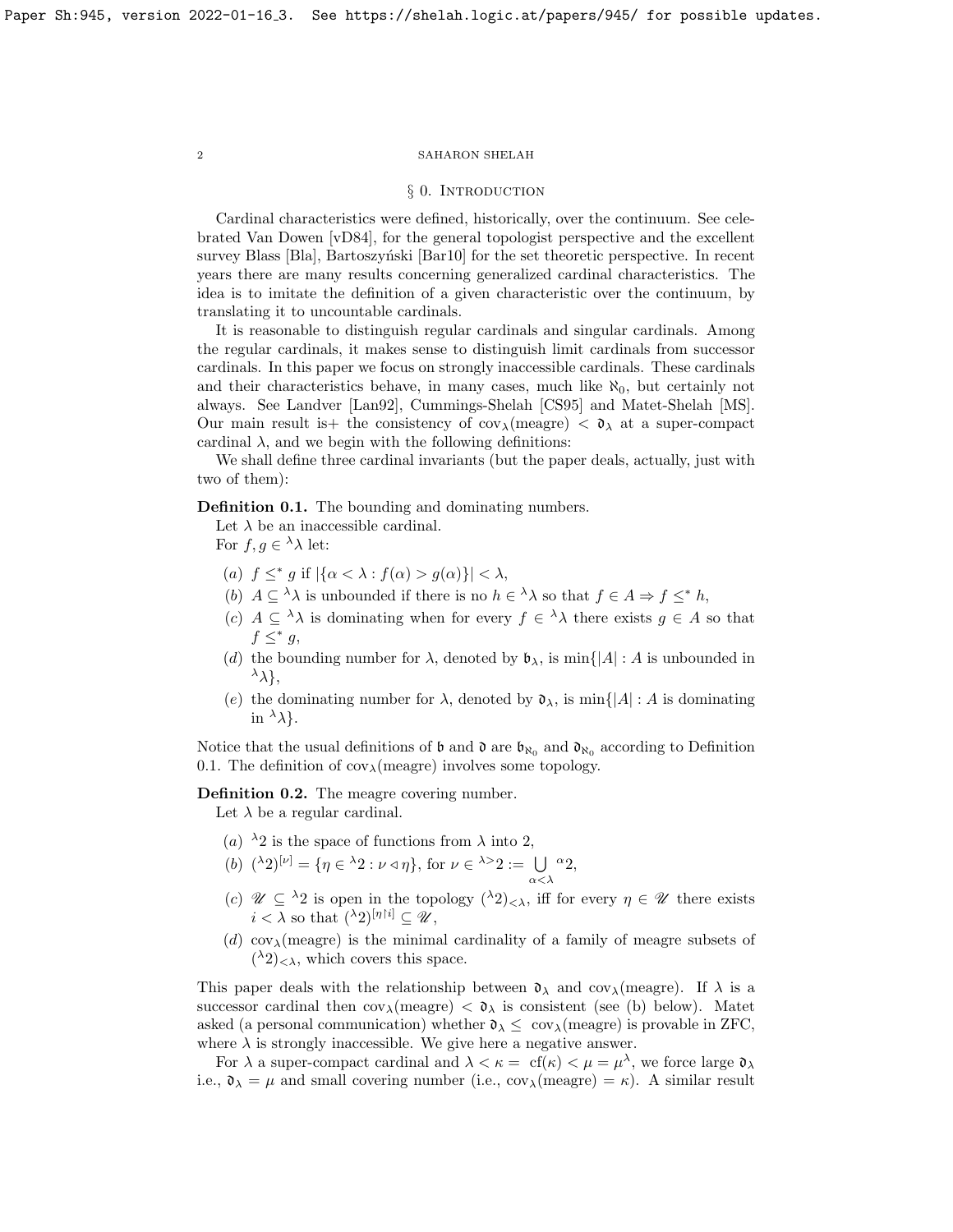## § 0. Introduction

Cardinal characteristics were defined, historically, over the continuum. See celebrated Van Dowen [vD84], for the general topologist perspective and the excellent survey Blass [Bla], Bartoszyński [Bar10] for the set theoretic perspective. In recent years there are many results concerning generalized cardinal characteristics. The idea is to imitate the definition of a given characteristic over the continuum, by translating it to uncountable cardinals.

It is reasonable to distinguish regular cardinals and singular cardinals. Among the regular cardinals, it makes sense to distinguish limit cardinals from successor cardinals. In this paper we focus on strongly inaccessible cardinals. These cardinals and their characteristics behave, in many cases, much like $\aleph_0$, but certainly not always. See Landver [Lan92], Cummings-Shelah [CS95] and Matet-Shelah [MS]. Our main result is+ the consistency of $\text{cov}_\lambda(\text{meagre}) < \mathfrak{d}_\lambda$ at a super-compact cardinal $\lambda$, and we begin with the following definitions:

We shall define three cardinal invariants (but the paper deals, actually, just with two of them):

**Definition 0.1.** The bounding and dominating numbers.

Let $\lambda$ be an inaccessible cardinal.

For $f, g \in {}^\lambda\lambda$ let:

- $(a)$ $f \leq^* g$ if $|\{\alpha < \lambda : f(\alpha) > g(\alpha)\}| < \lambda$,
- $(b)$ $A \subseteq {}^\lambda\lambda$ is unbounded if there is no $h \in {}^\lambda\lambda$ so that $f \in A \Rightarrow f \leq^* h$,
- $(c)$ $A \subseteq {}^\lambda\lambda$ is dominating when for every $f \in {}^\lambda\lambda$ there exists $g \in A$ so that $f \leq^* g$,
- $(d)$ the bounding number for $\lambda$, denoted by $\mathfrak{b}_\lambda$, is $\min\{|A| : A \text{ is unbounded in } {}^\lambda\lambda\}$,
- $(e)$ the dominating number for $\lambda$, denoted by $\mathfrak{d}_\lambda$, is $\min\{|A| : A \text{ is dominating in } {}^\lambda\lambda\}$.

Notice that the usual definitions of $\mathfrak{b}$ and $\mathfrak{d}$ are $\mathfrak{b}_{\aleph_0}$ and $\mathfrak{d}_{\aleph_0}$ according to Definition 0.1. The definition of $\text{cov}_\lambda(\text{meagre})$ involves some topology.

**Definition 0.2.** The meagre covering number.

Let $\lambda$ be a regular cardinal.

- $(a)$ ${}^\lambda 2$ is the space of functions from $\lambda$ into 2,
- $(b)$ $({}^\lambda 2)^{[\nu]} = \{\eta \in {}^\lambda 2 : \nu \triangleleft \eta\}$, for $\nu \in {}^{\lambda >}2 := \bigcup\limits_{\alpha < \lambda} {}^\alpha 2$,
- $(c)$ $\mathscr{U} \subseteq {}^\lambda 2$ is open in the topology $({}^\lambda 2)_{<\lambda}$, iff for every $\eta \in \mathscr{U}$ there exists $i < \lambda$ so that $({}^\lambda 2)^{[\eta \restriction i]} \subseteq \mathscr{U}$,
- $(d)$ $\text{cov}_\lambda(\text{meagre})$ is the minimal cardinality of a family of meagre subsets of $({}^\lambda 2)_{<\lambda}$, which covers this space.

This paper deals with the relationship between $\mathfrak{d}_\lambda$ and $\text{cov}_\lambda(\text{meagre})$. If $\lambda$ is a successor cardinal then $\text{cov}_\lambda(\text{meagre}) < \mathfrak{d}_\lambda$ is consistent (see (b) below). Matet asked (a personal communication) whether $\mathfrak{d}_\lambda \leq \text{cov}_\lambda(\text{meagre})$ is provable in ZFC, where $\lambda$ is strongly inaccessible. We give here a negative answer.

For $\lambda$ a super-compact cardinal and $\lambda < \kappa = \text{cf}(\kappa) < \mu = \mu^\lambda$, we force large $\mathfrak{d}_\lambda$ i.e., $\mathfrak{d}_\lambda = \mu$ and small covering number (i.e., $\text{cov}_\lambda(\text{meagre}) = \kappa$). A similar result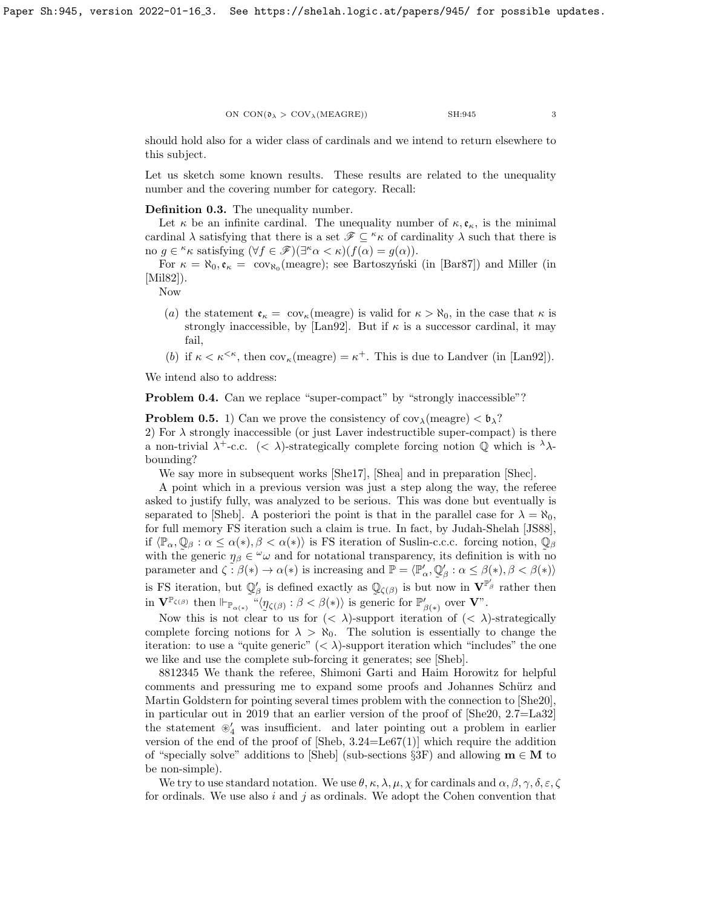should hold also for a wider class of cardinals and we intend to return elsewhere to this subject.

Let us sketch some known results. These results are related to the unequality number and the covering number for category. Recall:

**Definition 0.3.** The unequality number.

Let $\kappa$ be an infinite cardinal. The unequality number of $\kappa, \mathfrak{e}_\kappa$, is the minimal cardinal $\lambda$ satisfying that there is a set $\mathscr{F} \subseteq {}^\kappa\kappa$ of cardinality $\lambda$ such that there is no $g \in {}^\kappa\kappa$ satisfying $(\forall f \in \mathscr{F})(\exists^\kappa \alpha < \kappa)(f(\alpha) = g(\alpha))$.

For $\kappa = \aleph_0, \mathfrak{e}_\kappa = \text{cov}_{\aleph_0}(\text{meagre})$; see Bartoszyński (in [Bar87]) and Miller (in [Mil82]).

Now

- (a) the statement $\mathfrak{e}_\kappa = \text{cov}_\kappa(\text{meagre})$ is valid for $\kappa > \aleph_0$, in the case that $\kappa$ is strongly inaccessible, by [Lan92]. But if $\kappa$ is a successor cardinal, it may fail,
- (b) if $\kappa < \kappa^{<\kappa}$, then $\text{cov}_\kappa(\text{meagre}) = \kappa^+$. This is due to Landver (in [Lan92]).

We intend also to address:

**Problem 0.4.** Can we replace "super-compact" by "strongly inaccessible"?

**Problem 0.5.** 1) Can we prove the consistency of $\text{cov}_\lambda(\text{meagre}) < \mathfrak{b}_\lambda$?
2) For $\lambda$ strongly inaccessible (or just Laver indestructible super-compact) is there a non-trivial $\lambda^+$-c.c. $(< \lambda)$-strategically complete forcing notion $\mathbb{Q}$ which is ${}^\lambda\lambda$-bounding?

We say more in subsequent works [She17], [Shea] and in preparation [Shec].

A point which in a previous version was just a step along the way, the referee asked to justify fully, was analyzed to be serious. This was done but eventually is separated to [Sheb]. A posteriori the point is that in the parallel case for $\lambda = \aleph_0$, for full memory FS iteration such a claim is true. In fact, by Judah-Shelah [JS88], if $\langle \mathbb{P}_\alpha, \underset{\sim}{\mathbb{Q}}_\beta : \alpha \le \alpha(*), \beta < \alpha(*)\rangle$ is FS iteration of Suslin-c.c.c. forcing notion, $\underset{\sim}{\mathbb{Q}}_\beta$ with the generic $\underset{\sim}{\eta}_\beta \in {}^\omega\omega$ and for notational transparency, its definition is with no parameter and $\zeta : \beta(*) \to \alpha(*)$ is increasing and $\mathbb{P} = \langle \mathbb{P}'_\alpha, \underset{\sim}{\mathbb{Q}}'_\beta : \alpha \le \beta(*), \beta < \beta(*)\rangle$ is FS iteration, but $\underset{\sim}{\mathbb{Q}}'_\beta$ is defined exactly as $\mathbb{Q}_{\zeta(\beta)}$ is but now in $\mathbf{V}^{\mathbb{P}'_\beta}$ rather then in $\mathbf{V}^{\mathbb{P}_{\zeta(\beta)}}$ then $\Vdash_{\mathbb{P}_{\alpha(*)}}$ "$\langle \underset{\sim}{\eta}_{\zeta(\beta)} : \beta < \beta(*)\rangle$ is generic for $\mathbb{P}'_{\beta(*)}$ over $\mathbf{V}$".

Now this is not clear to us for $(< \lambda)$-support iteration of $(< \lambda)$-strategically complete forcing notions for $\lambda > \aleph_0$. The solution is essentially to change the iteration: to use a "quite generic" $(< \lambda)$-support iteration which "includes" the one we like and use the complete sub-forcing it generates; see [Sheb].

8812345 We thank the referee, Shimoni Garti and Haim Horowitz for helpful comments and pressuring me to expand some proofs and Johannes Schürz and Martin Goldstern for pointing several times problem with the connection to [She20], in particular out in 2019 that an earlier version of the proof of [She20, 2.7=La32] the statement $\circledast'_4$ was insufficient. and later pointing out a problem in earlier version of the end of the proof of [Sheb, 3.24=Le67(1)] which require the addition of "specially solve" additions to [Sheb] (sub-sections §3F) and allowing $\mathbf{m} \in \mathbf{M}$ to be non-simple).

We try to use standard notation. We use $\theta, \kappa, \lambda, \mu, \chi$ for cardinals and $\alpha, \beta, \gamma, \delta, \varepsilon, \zeta$ for ordinals. We use also $i$ and $j$ as ordinals. We adopt the Cohen convention that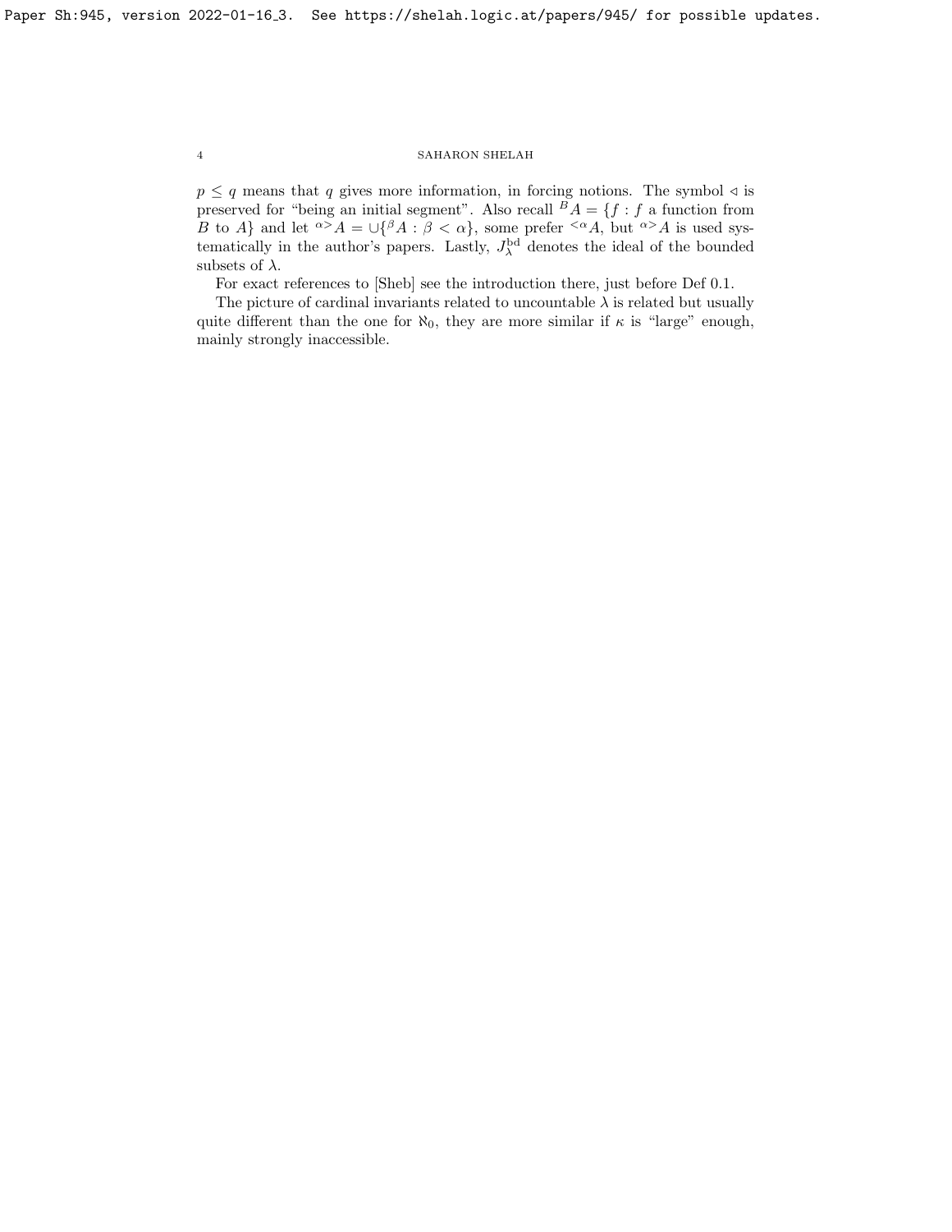$p \le q$ means that $q$ gives more information, in forcing notions. The symbol $\triangleleft$ is preserved for "being an initial segment". Also recall ${}^B A = \{f : f \text{ a function from } B \text{ to } A\}$ and let ${}^{\alpha>}A = \cup\{{}^\beta A : \beta < \alpha\}$, some prefer ${}^{<\alpha}A$, but ${}^{\alpha>}A$ is used systematically in the author's papers. Lastly, $J^{\rm bd}_\lambda$ denotes the ideal of the bounded subsets of $\lambda$.

For exact references to [Sheb] see the introduction there, just before Def 0.1.

The picture of cardinal invariants related to uncountable $\lambda$ is related but usually quite different than the one for $\aleph_0$, they are more similar if $\kappa$ is "large" enough, mainly strongly inaccessible.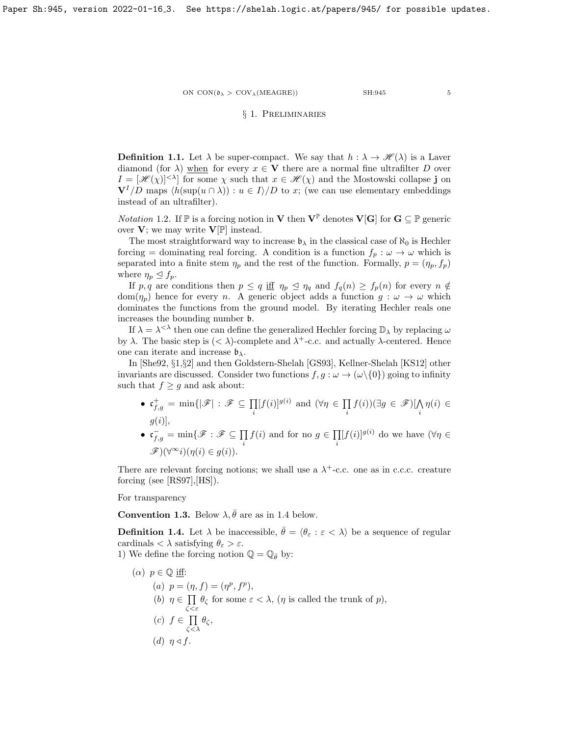## § 1. Preliminaries

**Definition 1.1.** Let $\lambda$ be super-compact. We say that $h : \lambda \to \mathscr{H}(\lambda)$ is a Laver diamond (for $\lambda$) <u>when</u> for every $x \in \mathbf{V}$ there are a normal fine ultrafilter $D$ over $I = [\mathscr{H}(\chi)]^{<\lambda}$ for some $\chi$ such that $x \in \mathscr{H}(\chi)$ and the Mostowski collapse $\mathbf{j}$ on $\mathbf{V}^I/D$ maps $\langle h(\sup(u \cap \lambda)) : u \in I\rangle/D$ to $x$; (we can use elementary embeddings instead of an ultrafilter).

*Notation* 1.2. If $\mathbb{P}$ is a forcing notion in $\mathbf{V}$ then $\mathbf{V}^{\mathbb{P}}$ denotes $\mathbf{V}[\mathbf{G}]$ for $\mathbf{G} \subseteq \mathbb{P}$ generic over $\mathbf{V}$; we may write $\mathbf{V}[\mathbb{P}]$ instead.

The most straightforward way to increase $\mathfrak{b}_\lambda$ in the classical case of $\aleph_0$ is Hechler forcing = dominating real forcing. A condition is a function $f_p : \omega \to \omega$ which is separated into a finite stem $\eta_p$ and the rest of the function. Formally, $p = (\eta_p, f_p)$ where $\eta_p \trianglelefteq f_p$.

If $p, q$ are conditions then $p \leq q$ <u>iff</u> $\eta_p \trianglelefteq \eta_q$ and $f_q(n) \geq f_p(n)$ for every $n \notin \mathrm{dom}(\eta_p)$ hence for every $n$. A generic object adds a function $g : \omega \to \omega$ which dominates the functions from the ground model. By iterating Hechler reals one increases the bounding number $\mathfrak{b}$.

If $\lambda = \lambda^{<\lambda}$ then one can define the generalized Hechler forcing $\mathbb{D}_\lambda$ by replacing $\omega$ by $\lambda$. The basic step is $(<\lambda)$-complete and $\lambda^+$-c.c. and actually $\lambda$-centered. Hence one can iterate and increase $\mathfrak{b}_\lambda$.

In [She92, §1,§2] and then Goldstern-Shelah [GS93], Kellner-Shelah [KS12] other invariants are discussed. Consider two functions $f, g : \omega \to (\omega\backslash\{0\})$ going to infinity such that $f \geq g$ and ask about:

- $\mathfrak{c}^+_{f,g} = \min\{|\mathscr{F}| : \mathscr{F} \subseteq \prod\limits_i [f(i)]^{g(i)}$ and $(\forall \eta \in \prod\limits_i f(i))(\exists g \in \mathscr{F})[\bigwedge\limits_i \eta(i) \in g(i)]$,
- $\mathfrak{c}^-_{f,g} = \min\{\mathscr{F} : \mathscr{F} \subseteq \prod\limits_i f(i)$ and for no $g \in \prod\limits_i [f(i)]^{g(i)}$ do we have $(\forall \eta \in \mathscr{F})(\forall^\infty i)(\eta(i) \in g(i))$.

There are relevant forcing notions; we shall use a $\lambda^+$-c.c. one as in c.c.c. creature forcing (see [RS97],[HS]).

For transparency

**Convention 1.3.** Below $\lambda, \bar{\theta}$ are as in 1.4 below.

**Definition 1.4.** Let $\lambda$ be inaccessible, $\bar{\theta} = \langle \theta_\varepsilon : \varepsilon < \lambda\rangle$ be a sequence of regular cardinals $< \lambda$ satisfying $\theta_\varepsilon > \varepsilon$.

1) We define the forcing notion $\mathbb{Q} = \mathbb{Q}_{\bar{\theta}}$ by:

$(\alpha)$ $p \in \mathbb{Q}$ <u>iff</u>:
- $(a)$ $p = (\eta, f) = (\eta^p, f^p)$,
- $(b)$ $\eta \in \prod\limits_{\zeta<\varepsilon} \theta_\zeta$ for some $\varepsilon < \lambda$, ($\eta$ is called the trunk of $p$),
- $(c)$ $f \in \prod\limits_{\zeta<\lambda} \theta_\zeta$,
- $(d)$ $\eta \triangleleft f$.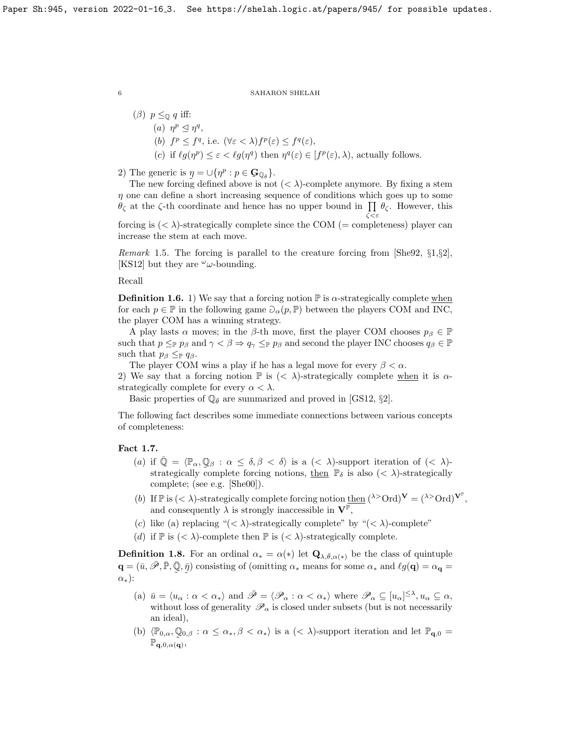($\beta$) $p \le_{\mathbb{Q}} q$ iff:

  ($a$) $\eta^p \trianglelefteq \eta^q$,

  ($b$) $f^p \le f^q$, i.e. $(\forall \varepsilon < \lambda) f^p(\varepsilon) \le f^q(\varepsilon)$,

  ($c$) if $\ell g(\eta^p) \le \varepsilon < \ell g(\eta^q)$ then $\eta^q(\varepsilon) \in [f^p(\varepsilon), \lambda)$, actually follows.

2) The generic is $\underset{\sim}{\eta} = \cup\{\eta^p : p \in \mathbf{G}_{\mathbb{Q}_{\bar{\theta}}}\}$.

The new forcing defined above is not $(< \lambda)$-complete anymore. By fixing a stem $\eta$ one can define a short increasing sequence of conditions which goes up to some $\theta_\zeta$ at the $\zeta$-th coordinate and hence has no upper bound in $\prod_{\zeta<\varepsilon} \theta_\zeta$. However, this forcing is $(< \lambda)$-strategically complete since the COM (= completeness) player can increase the stem at each move.

*Remark* 1.5. The forcing is parallel to the creature forcing from [She92, §1,§2], [KS12] but they are ${}^\omega\omega$-bounding.

Recall

**Definition 1.6.** 1) We say that a forcing notion $\mathbb{P}$ is $\alpha$-strategically complete <u>when</u> for each $p \in \mathbb{P}$ in the following game $\Game_\alpha(p, \mathbb{P})$ between the players COM and INC, the player COM has a winning strategy.

A play lasts $\alpha$ moves; in the $\beta$-th move, first the player COM chooses $p_\beta \in \mathbb{P}$ such that $p \le_{\mathbb{P}} p_\beta$ and $\gamma < \beta \Rightarrow q_\gamma \le_{\mathbb{P}} p_\beta$ and second the player INC chooses $q_\beta \in \mathbb{P}$ such that $p_\beta \le_{\mathbb{P}} q_\beta$.

The player COM wins a play if he has a legal move for every $\beta < \alpha$.

2) We say that a forcing notion $\mathbb{P}$ is $(< \lambda)$-strategically complete <u>when</u> it is $\alpha$-strategically complete for every $\alpha < \lambda$.

Basic properties of $\mathbb{Q}_{\bar{\theta}}$ are summarized and proved in [GS12, §2].

The following fact describes some immediate connections between various concepts of completeness:

**Fact 1.7.**

($a$) if $\bar{\mathbb{Q}} = \langle \mathbb{P}_\alpha, \underset{\sim}{\mathbb{Q}}_\beta : \alpha \le \delta, \beta < \delta \rangle$ is a $(< \lambda)$-support iteration of $(< \lambda)$-strategically complete forcing notions, <u>then</u> $\mathbb{P}_\delta$ is also $(< \lambda)$-strategically complete; (see e.g. [She00]).

($b$) If $\mathbb{P}$ is $(< \lambda)$-strategically complete forcing notion <u>then</u> $({}^{\lambda>}\mathrm{Ord})^{\mathbf{V}} = ({}^{\lambda>}\mathrm{Ord})^{\mathbf{V}^{\mathbb{P}}}$, and consequently $\lambda$ is strongly inaccessible in $\mathbf{V}^{\mathbb{P}}$,

($c$) like (a) replacing "$(< \lambda)$-strategically complete" by "$(< \lambda)$-complete"

($d$) if $\mathbb{P}$ is $(< \lambda)$-complete then $\mathbb{P}$ is $(< \lambda)$-strategically complete.

**Definition 1.8.** For an ordinal $\alpha_* = \alpha(*)$ let $\mathbf{Q}_{\lambda,\bar{\theta},\alpha(*)}$ be the class of quintuple $\mathbf{q} = (\bar{u}, \bar{\mathscr{P}}, \bar{\mathbb{P}}, \bar{\underset{\sim}{\mathbb{Q}}}, \bar{\underset{\sim}{\eta}})$ consisting of (omitting $\alpha_*$ means for some $\alpha_*$ and $\ell g(\mathbf{q}) = \alpha_{\mathbf{q}} = \alpha_*$):

(a) $\bar{u} = \langle u_\alpha : \alpha < \alpha_* \rangle$ and $\bar{\mathscr{P}} = \langle \mathscr{P}_\alpha : \alpha < \alpha_* \rangle$ where $\mathscr{P}_\alpha \subseteq [u_\alpha]^{\le \lambda}, u_\alpha \subseteq \alpha$, without loss of generality $\mathscr{P}_\alpha$ is closed under subsets (but is not necessarily an ideal),

(b) $\langle \mathbb{P}_{0,\alpha}, \underset{\sim}{\mathbb{Q}}_{0,\beta} : \alpha \le \alpha_*, \beta < \alpha_* \rangle$ is a $(< \lambda)$-support iteration and let $\mathbb{P}_{\mathbf{q},0} = \mathbb{P}_{\mathbf{q},0,\alpha(\mathbf{q})}$,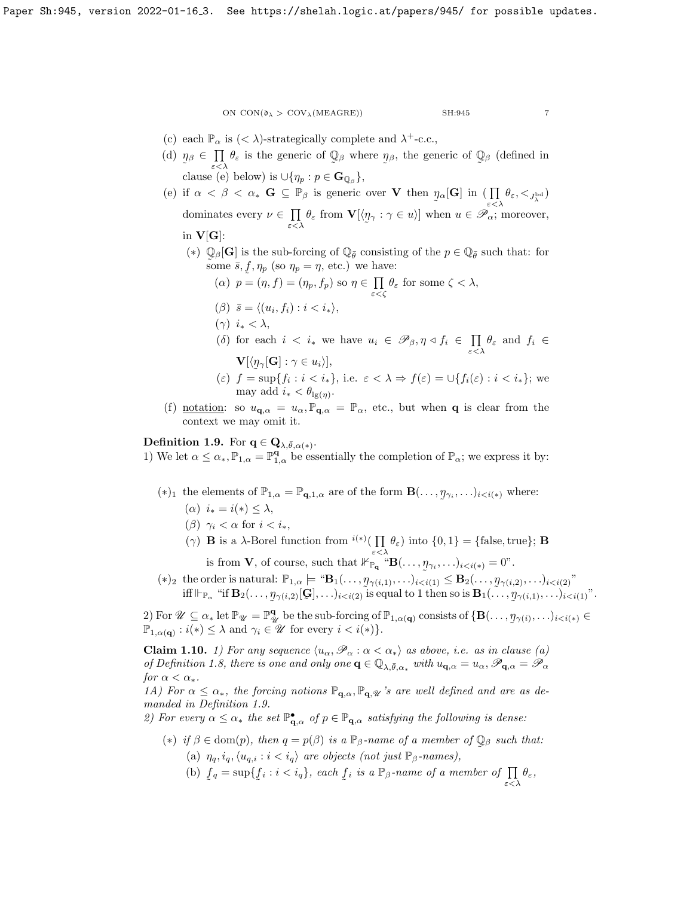(c) each $\mathbb{P}_\alpha$ is $(<\lambda)$-strategically complete and $\lambda^+$-c.c.,

(d) $\underset{\sim}{\eta}_\beta \in \prod\limits_{\varepsilon<\lambda} \theta_\varepsilon$ is the generic of $\mathbb{Q}_\beta$ where $\underset{\sim}{\eta}_\beta$, the generic of $\mathbb{Q}_\beta$ (defined in clause (e) below) is $\cup\{\eta_p : p \in \mathbf{G}_{\mathbb{Q}_\beta}\}$,

(e) if $\alpha < \beta < \alpha_*$ $\mathbf{G} \subseteq \mathbb{P}_\beta$ is generic over $\mathbf{V}$ then $\underset{\sim}{\eta}_\alpha[\mathbf{G}]$ in $(\prod\limits_{\varepsilon<\lambda} \theta_\varepsilon, <_{J^{\rm bd}_\lambda})$ dominates every $\nu \in \prod\limits_{\varepsilon<\lambda} \theta_\varepsilon$ from $\mathbf{V}[\langle \underset{\sim}{\eta}_\gamma : \gamma \in u\rangle]$ when $u \in \mathscr{P}_\alpha$; moreover, in $\mathbf{V}[\mathbf{G}]$:

 $(*)$ $\underset{\sim}{\mathbb{Q}}_\beta[\mathbf{G}]$ is the sub-forcing of $\mathbb{Q}_{\bar{\theta}}$ consisting of the $p \in \mathbb{Q}_{\bar{\theta}}$ such that: for some $\bar{s}, \underset{\sim}{f}, \eta_p$ (so $\eta_p = \eta$, etc.) we have:

  $(\alpha)$ $p = (\eta, f) = (\eta_p, f_p)$ so $\eta \in \prod\limits_{\varepsilon<\zeta} \theta_\varepsilon$ for some $\zeta < \lambda$,

  $(\beta)$ $\bar{s} = \langle (u_i, f_i) : i < i_*\rangle$,

  $(\gamma)$ $i_* < \lambda$,

  $(\delta)$ for each $i < i_*$ we have $u_i \in \mathscr{P}_\beta, \eta \triangleleft f_i \in \prod\limits_{\varepsilon<\lambda} \theta_\varepsilon$ and $f_i \in \mathbf{V}[\langle \underset{\sim}{\eta}_\gamma[\mathbf{G}] : \gamma \in u_i\rangle]$,

  $(\varepsilon)$ $f = \sup\{f_i : i < i_*\}$, i.e. $\varepsilon < \lambda \Rightarrow f(\varepsilon) = \cup\{f_i(\varepsilon) : i < i_*\}$; we may add $i_* < \theta_{\lg(\eta)}$.

(f) notation: so $u_{\mathbf{q},\alpha} = u_\alpha, \mathbb{P}_{\mathbf{q},\alpha} = \mathbb{P}_\alpha$, etc., but when $\mathbf{q}$ is clear from the context we may omit it.

**Definition 1.9.** For $\mathbf{q} \in \mathbf{Q}_{\lambda,\bar{\theta},\alpha(*)}$.
1) We let $\alpha \leq \alpha_*, \mathbb{P}_{1,\alpha} = \mathbb{P}^{\mathbf{q}}_{1,\alpha}$ be essentially the completion of $\mathbb{P}_\alpha$; we express it by:

$(*)_1$ the elements of $\mathbb{P}_{1,\alpha} = \mathbb{P}_{\mathbf{q},1,\alpha}$ are of the form $\mathbf{B}(\ldots, \underset{\sim}{\eta}_{\gamma_i}, \ldots)_{i<i(*)}$ where:

 $(\alpha)$ $i_* = i(*) \leq \lambda$,

 $(\beta)$ $\gamma_i < \alpha$ for $i < i_*$,

 $(\gamma)$ $\mathbf{B}$ is a $\lambda$-Borel function from ${}^{i(*)}(\prod\limits_{\varepsilon<\lambda} \theta_\varepsilon)$ into $\{0,1\} = \{\text{false}, \text{true}\}$; $\mathbf{B}$ is from $\mathbf{V}$, of course, such that $\nVdash_{\mathbb{P}_{\mathbf{q}}}$ "$\mathbf{B}(\ldots, \underset{\sim}{\eta}_{\gamma_i}, \ldots)_{i<i(*)} = 0$".

$(*)_2$ the order is natural: $\mathbb{P}_{1,\alpha} \models$ "$\mathbf{B}_1(\ldots, \underset{\sim}{\eta}_{\gamma(i,1)}, \ldots)_{i<i(1)} \leq \mathbf{B}_2(\ldots, \underset{\sim}{\eta}_{\gamma(i,2)}, \ldots)_{i<i(2)}$" iff $\Vdash_{\mathbb{P}_\alpha}$ "if $\mathbf{B}_2(\ldots, \underset{\sim}{\eta}_{\gamma(i,2)}[\underset{\sim}{\mathbf{G}}], \ldots)_{i<i(2)}$ is equal to 1 then so is $\mathbf{B}_1(\ldots, \underset{\sim}{\eta}_{\gamma(i,1)}, \ldots)_{i<i(1)}$".

2) For $\mathscr{U} \subseteq \alpha_*$ let $\mathbb{P}_{\mathscr{U}} = \mathbb{P}^{\mathbf{q}}_{\mathscr{U}}$ be the sub-forcing of $\mathbb{P}_{1,\alpha(\mathbf{q})}$ consists of $\{\mathbf{B}(\ldots, \underset{\sim}{\eta}_{\gamma(i)}, \ldots)_{i<i(*)} \in \mathbb{P}_{1,\alpha(\mathbf{q})} : i(*) \leq \lambda \text{ and } \gamma_i \in \mathscr{U} \text{ for every } i < i(*)\}$.

**Claim 1.10.** *1) For any sequence $\langle u_\alpha, \mathscr{P}_\alpha : \alpha < \alpha_*\rangle$ as above, i.e. as in clause (a) of Definition 1.8, there is one and only one $\mathbf{q} \in \mathbb{Q}_{\lambda,\bar{\theta},\alpha_*}$ with $u_{\mathbf{q},\alpha} = u_\alpha, \mathscr{P}_{\mathbf{q},\alpha} = \mathscr{P}_\alpha$ for $\alpha < \alpha_*$.*
*1A) For $\alpha \leq \alpha_*$, the forcing notions $\mathbb{P}_{\mathbf{q},\alpha}, \mathbb{P}_{\mathbf{q},\mathscr{U}}$'s are well defined and are as demanded in Definition 1.9.*
*2) For every $\alpha \leq \alpha_*$ the set $\mathbb{P}^\bullet_{\mathbf{q},\alpha}$ of $p \in \mathbb{P}_{\mathbf{q},\alpha}$ satisfying the following is dense:*

 $(*)$ *if $\beta \in \text{dom}(p)$, then $q = p(\beta)$ is a $\mathbb{P}_\beta$-name of a member of $\mathbb{Q}_\beta$ such that:*

  (a) *$\eta_q, i_q, \langle u_{q,i} : i < i_q\rangle$ are objects (not just $\mathbb{P}_\beta$-names),*

  (b) *$\underset{\sim}{f}_q = \sup\{\underset{\sim}{f}_i : i < i_q\}$, each $\underset{\sim}{f}_i$ is a $\mathbb{P}_\beta$-name of a member of $\prod\limits_{\varepsilon<\lambda} \theta_\varepsilon$,*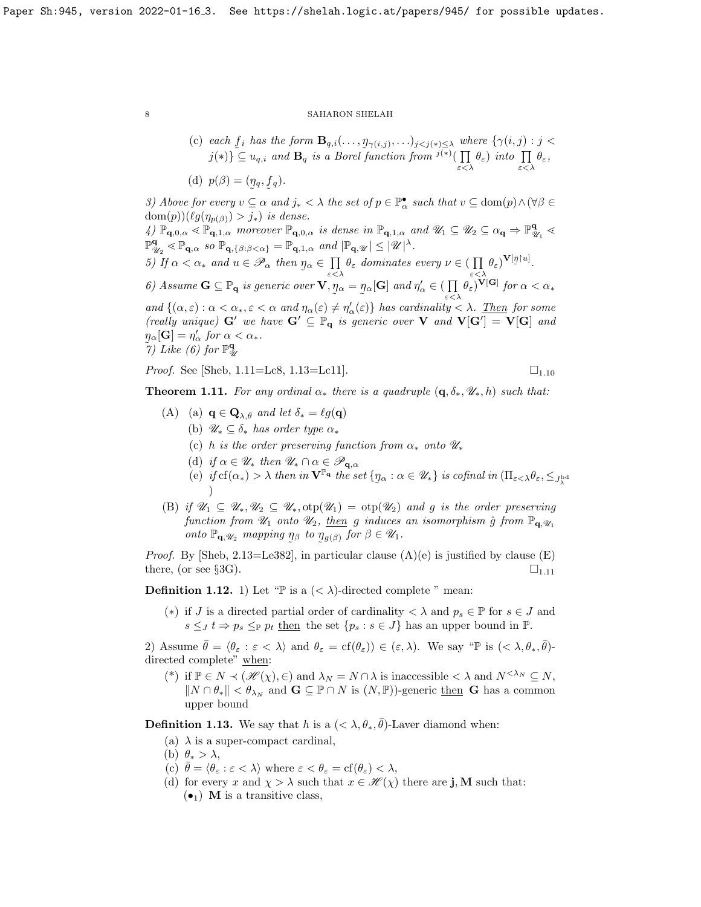(c) *each* $\underset{\sim}{f}_i$ *has the form* $\mathbf{B}_{q,i}(\ldots,\underset{\sim}{\eta}_{\gamma(i,j)},\ldots)_{j<j(*)\le\lambda}$ *where* $\{\gamma(i,j): j < j(*)\} \subseteq u_{q,i}$ *and* $\mathbf{B}_q$ *is a Borel function from* ${}^{j(*)}(\prod_{\varepsilon<\lambda}\theta_\varepsilon)$ *into* $\prod_{\varepsilon<\lambda}\theta_\varepsilon$,

(d) $p(\beta) = (\underset{\sim}{\eta}_q, \underset{\sim}{f}_q)$.

*3) Above for every* $v \subseteq \alpha$ *and* $j_* < \lambda$ *the set of* $p \in \mathbb{P}^\bullet_\alpha$ *such that* $v \subseteq \mathrm{dom}(p) \wedge (\forall \beta \in \mathrm{dom}(p))(\ell g(\eta_{p(\beta)}) > j_*)$ *is dense.*

*4)* $\mathbb{P}_{\mathbf{q},0,\alpha} \lessdot \mathbb{P}_{\mathbf{q},1,\alpha}$ *moreover* $\mathbb{P}_{\mathbf{q},0,\alpha}$ *is dense in* $\mathbb{P}_{\mathbf{q},1,\alpha}$ *and* $\mathscr{U}_1 \subseteq \mathscr{U}_2 \subseteq \alpha_{\mathbf{q}} \Rightarrow \mathbb{P}^{\mathbf{q}}_{\mathscr{U}_1} \lessdot \mathbb{P}^{\mathbf{q}}_{\mathscr{U}_2} \lessdot \mathbb{P}_{\mathbf{q},\alpha}$ *so* $\mathbb{P}_{\mathbf{q},\{\beta:\beta<\alpha\}} = \mathbb{P}_{\mathbf{q},1,\alpha}$ *and* $|\mathbb{P}_{\mathbf{q},\mathscr{U}}| \le |\mathscr{U}|^\lambda$.

*5) If* $\alpha < \alpha_*$ *and* $u \in \mathscr{P}_\alpha$ *then* $\underset{\sim}{\eta}_\alpha \in \prod_{\varepsilon<\lambda}\theta_\varepsilon$ *dominates every* $\nu \in (\prod_{\varepsilon<\lambda}\theta_\varepsilon)^{\mathbf{V}[\bar{\eta}\restriction u]}$.

*6) Assume* $\mathbf{G} \subseteq \mathbb{P}_{\mathbf{q}}$ *is generic over* $\mathbf{V}$, $\eta_\alpha = \underset{\sim}{\eta}_\alpha[\mathbf{G}]$ *and* $\eta'_\alpha \in (\prod_{\varepsilon<\lambda}\theta_\varepsilon)^{\mathbf{V}[\mathbf{G}]}$ *for* $\alpha < \alpha_*$ *and* $\{(\alpha,\varepsilon): \alpha < \alpha_*, \varepsilon < \alpha$ *and* $\eta_\alpha(\varepsilon) \ne \eta'_\alpha(\varepsilon)\}$ *has cardinality* $< \lambda$. *Then for some (really unique)* $\mathbf{G}'$ *we have* $\mathbf{G}' \subseteq \mathbb{P}_{\mathbf{q}}$ *is generic over* $\mathbf{V}$ *and* $\mathbf{V}[\mathbf{G}'] = \mathbf{V}[\mathbf{G}]$ *and* $\underset{\sim}{\eta}_\alpha[\mathbf{G}] = \eta'_\alpha$ *for* $\alpha < \alpha_*$.

*7) Like (6) for* $\mathbb{P}^{\mathbf{q}}_{\mathscr{U}}$

*Proof.* See [Sheb, 1.11=Lc8, 1.13=Lc11]. $\square_{1.10}$

**Theorem 1.11.** *For any ordinal* $\alpha_*$ *there is a quadruple* $(\mathbf{q}, \delta_*, \mathscr{U}_*, h)$ *such that:*

(A) (a) $\mathbf{q} \in \mathbf{Q}_{\lambda,\bar{\theta}}$ *and let* $\delta_* = \ell g(\mathbf{q})$

(b) $\mathscr{U}_* \subseteq \delta_*$ *has order type* $\alpha_*$

(c) $h$ *is the order preserving function from* $\alpha_*$ *onto* $\mathscr{U}_*$

(d) *if* $\alpha \in \mathscr{U}_*$ *then* $\mathscr{U}_* \cap \alpha \in \mathscr{P}_{\mathbf{q},\alpha}$

(e) *if* $\mathrm{cf}(\alpha_*) > \lambda$ *then in* $\mathbf{V}^{\mathbb{P}_{\mathbf{q}}}$ *the set* $\{\underset{\sim}{\eta}_\alpha : \alpha \in \mathscr{U}_*\}$ *is cofinal in* $(\Pi_{\varepsilon<\lambda}\theta_\varepsilon, \le_{J^{\mathrm{bd}}_\lambda})$

(B) *if* $\mathscr{U}_1 \subseteq \mathscr{U}_*, \mathscr{U}_2 \subseteq \mathscr{U}_*, \mathrm{otp}(\mathscr{U}_1) = \mathrm{otp}(\mathscr{U}_2)$ *and* $g$ *is the order preserving function from* $\mathscr{U}_1$ *onto* $\mathscr{U}_2$, *then* $g$ *induces an isomorphism* $\hat{g}$ *from* $\mathbb{P}_{\mathbf{q},\mathscr{U}_1}$ *onto* $\mathbb{P}_{\mathbf{q},\mathscr{U}_2}$ *mapping* $\underset{\sim}{\eta}_\beta$ *to* $\underset{\sim}{\eta}_{g(\beta)}$ *for* $\beta \in \mathscr{U}_1$.

*Proof.* By [Sheb, 2.13=Le382], in particular clause (A)(e) is justified by clause (E) there, (or see §3G). $\square_{1.11}$

**Definition 1.12.** 1) Let "$\mathbb{P}$ is a $(<\lambda)$-directed complete " mean:

$(*)$ if $J$ is a directed partial order of cardinality $< \lambda$ and $p_s \in \mathbb{P}$ for $s \in J$ and $s \le_J t \Rightarrow p_s \le_{\mathbb{P}} p_t$ then the set $\{p_s : s \in J\}$ has an upper bound in $\mathbb{P}$.

2) Assume $\bar{\theta} = \langle \theta_\varepsilon : \varepsilon < \lambda\rangle$ and $\theta_\varepsilon = \mathrm{cf}(\theta_\varepsilon)) \in (\varepsilon, \lambda)$. We say "$\mathbb{P}$ is $(<\lambda, \theta_*, \bar{\theta})$-directed complete" when:

$(*)$ if $\mathbb{P} \in N \prec (\mathscr{H}(\chi), \in)$ and $\lambda_N = N \cap \lambda$ is inaccessible $< \lambda$ and $N^{<\lambda_N} \subseteq N$, $\|N \cap \theta_*\| < \theta_{\lambda_N}$ and $\mathbf{G} \subseteq \mathbb{P} \cap N$ is $(N, \mathbb{P}))$-generic then $\mathbf{G}$ has a common upper bound

**Definition 1.13.** We say that $h$ is a $(<\lambda, \theta_*, \bar{\theta})$-Laver diamond when:

(a) $\lambda$ is a super-compact cardinal,

(b) $\theta_* > \lambda$,

(c) $\bar{\theta} = \langle \theta_\varepsilon : \varepsilon < \lambda\rangle$ where $\varepsilon < \theta_\varepsilon = \mathrm{cf}(\theta_\varepsilon) < \lambda$,

(d) for every $x$ and $\chi > \lambda$ such that $x \in \mathscr{H}(\chi)$ there are $\mathbf{j}, \mathbf{M}$ such that:

$(\bullet_1)$ $\mathbf{M}$ is a transitive class,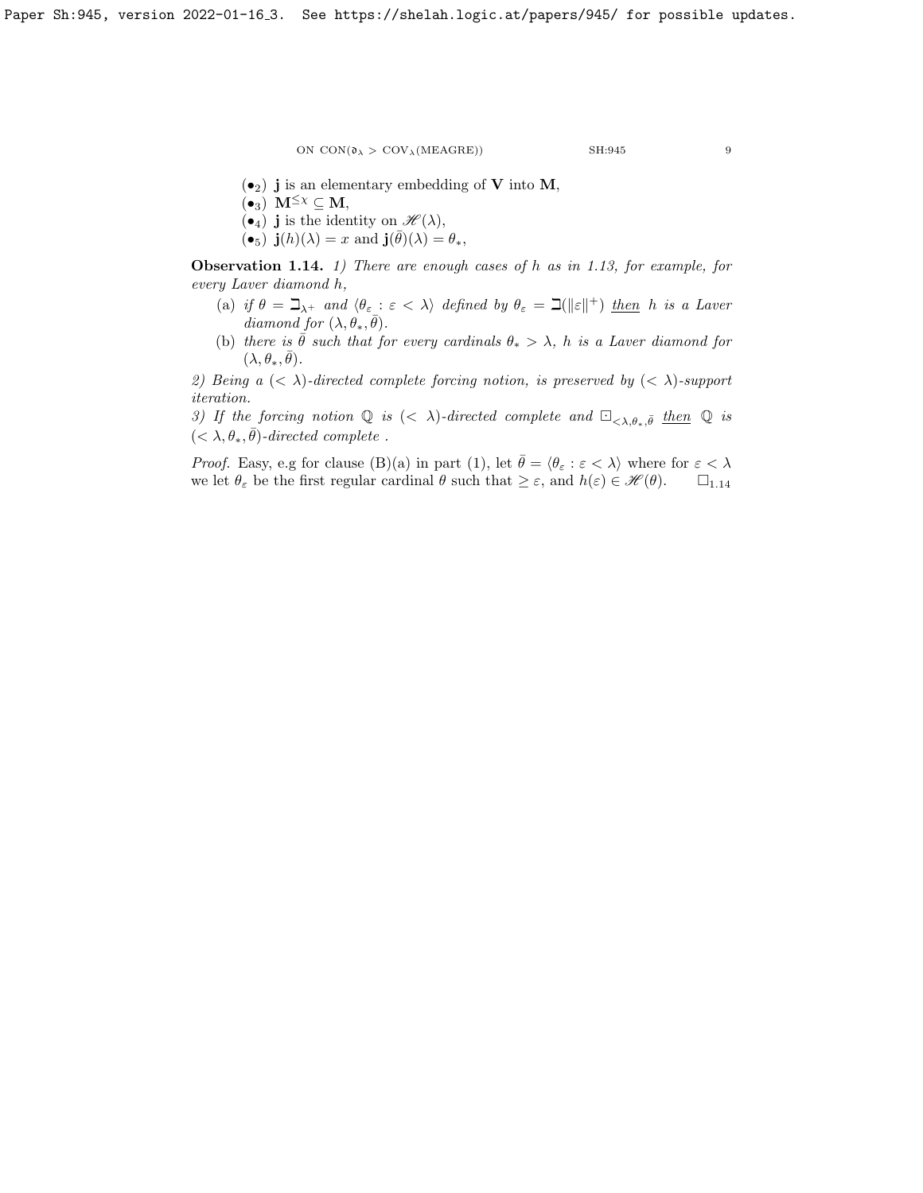($\bullet_2$) $\mathbf{j}$ is an elementary embedding of $\mathbf{V}$ into $\mathbf{M}$,

($\bullet_3$) $\mathbf{M}^{\leq \chi} \subseteq \mathbf{M}$,

($\bullet_4$) $\mathbf{j}$ is the identity on $\mathscr{H}(\lambda)$,

($\bullet_5$) $\mathbf{j}(h)(\lambda) = x$ and $\mathbf{j}(\bar{\theta})(\lambda) = \theta_*$,

**Observation 1.14.** *1) There are enough cases of $h$ as in 1.13, for example, for every Laver diamond $h$,*

(a) *if $\theta = \beth_{\lambda^+}$ and $\langle \theta_\varepsilon : \varepsilon < \lambda \rangle$ defined by $\theta_\varepsilon = \beth(\|\varepsilon\|^+)$ then $h$ is a Laver diamond for $(\lambda, \theta_*, \bar{\theta})$.*

(b) *there is $\bar{\theta}$ such that for every cardinals $\theta_* > \lambda$, $h$ is a Laver diamond for $(\lambda, \theta_*, \bar{\theta})$.*

*2) Being a $(< \lambda)$-directed complete forcing notion, is preserved by $(< \lambda)$-support iteration.*

*3) If the forcing notion $\mathbb{Q}$ is $(< \lambda)$-directed complete and $\boxdot_{<\lambda, \theta_*, \bar{\theta}}$ then $\mathbb{Q}$ is $(< \lambda, \theta_*, \bar{\theta})$-directed complete .*

*Proof.* Easy, e.g for clause (B)(a) in part (1), let $\bar{\theta} = \langle \theta_\varepsilon : \varepsilon < \lambda \rangle$ where for $\varepsilon < \lambda$ we let $\theta_\varepsilon$ be the first regular cardinal $\theta$ such that $\geq \varepsilon$, and $h(\varepsilon) \in \mathscr{H}(\theta)$. $\square_{1.14}$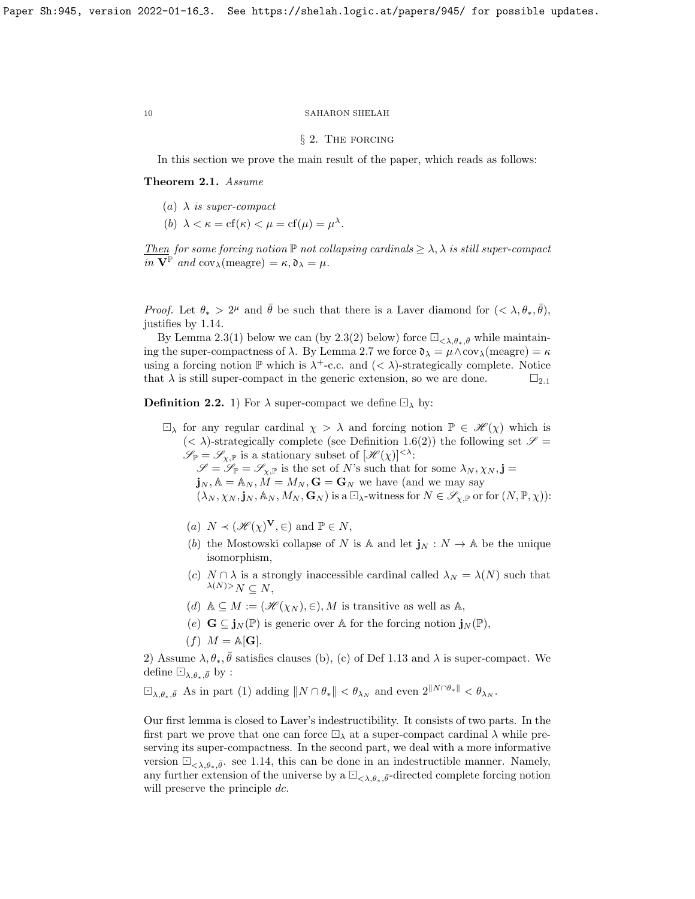## § 2. The forcing

In this section we prove the main result of the paper, which reads as follows:

**Theorem 2.1.** *Assume*

- (a) *$\lambda$ is super-compact*
- (b) $\lambda < \kappa = \mathrm{cf}(\kappa) < \mu = \mathrm{cf}(\mu) = \mu^\lambda$.

*Then for some forcing notion $\mathbb{P}$ not collapsing cardinals $\geq \lambda, \lambda$ is still super-compact in $\mathbf{V}^{\mathbb{P}}$ and $\mathrm{cov}_\lambda(\mathrm{meagre}) = \kappa, \mathfrak{d}_\lambda = \mu$.*

*Proof.* Let $\theta_* > 2^\mu$ and $\bar{\theta}$ be such that there is a Laver diamond for $(< \lambda, \theta_*, \bar{\theta})$, justifies by 1.14.

By Lemma 2.3(1) below we can (by 2.3(2) below) force $\boxdot_{<\lambda,\theta_*,\bar{\theta}}$ while maintaining the super-compactness of $\lambda$. By Lemma 2.7 we force $\mathfrak{d}_\lambda = \mu \wedge \mathrm{cov}_\lambda(\mathrm{meagre}) = \kappa$ using a forcing notion $\mathbb{P}$ which is $\lambda^+$-c.c. and $(< \lambda)$-strategically complete. Notice that $\lambda$ is still super-compact in the generic extension, so we are done. $\square_{2.1}$

**Definition 2.2.** 1) For $\lambda$ super-compact we define $\boxdot_\lambda$ by:

$\boxdot_\lambda$ for any regular cardinal $\chi > \lambda$ and forcing notion $\mathbb{P} \in \mathscr{H}(\chi)$ which is $(< \lambda)$-strategically complete (see Definition 1.6(2)) the following set $\mathscr{S} = \mathscr{S}_{\mathbb{P}} = \mathscr{S}_{\chi,\mathbb{P}}$ is a stationary subset of $[\mathscr{H}(\chi)]^{<\lambda}$:
$\mathscr{S} = \mathscr{S}_{\mathbb{P}} = \mathscr{S}_{\chi,\mathbb{P}}$ is the set of $N$'s such that for some $\lambda_N, \chi_N, \mathbf{j} = \mathbf{j}_N, \mathbb{A} = \mathbb{A}_N, M = M_N, \mathbf{G} = \mathbf{G}_N$ we have (and we may say $(\lambda_N, \chi_N, \mathbf{j}_N, \mathbb{A}_N, M_N, \mathbf{G}_N)$ is a $\boxdot_\lambda$-witness for $N \in \mathscr{S}_{\chi,\mathbb{P}}$ or for $(N, \mathbb{P}, \chi)$):

- (a) $N \prec (\mathscr{H}(\chi)^{\mathbf{V}}, \in)$ and $\mathbb{P} \in N$,
- (b) the Mostowski collapse of $N$ is $\mathbb{A}$ and let $\mathbf{j}_N : N \to \mathbb{A}$ be the unique isomorphism,
- (c) $N \cap \lambda$ is a strongly inaccessible cardinal called $\lambda_N = \lambda(N)$ such that ${}^{\lambda(N)>}N \subseteq N$,
- (d) $\mathbb{A} \subseteq M := (\mathscr{H}(\chi_N), \in), M$ is transitive as well as $\mathbb{A}$,
- (e) $\mathbf{G} \subseteq \mathbf{j}_N(\mathbb{P})$ is generic over $\mathbb{A}$ for the forcing notion $\mathbf{j}_N(\mathbb{P})$,
- (f) $M = \mathbb{A}[\mathbf{G}]$.

2) Assume $\lambda, \theta_*, \bar{\theta}$ satisfies clauses (b), (c) of Def 1.13 and $\lambda$ is super-compact. We define $\boxdot_{\lambda,\theta_*,\bar{\theta}}$ by :

$\boxdot_{\lambda,\theta_*,\bar{\theta}}$ As in part (1) adding $\|N \cap \theta_*\| < \theta_{\lambda_N}$ and even $2^{\|N \cap \theta_*\|} < \theta_{\lambda_N}$.

Our first lemma is closed to Laver's indestructibility. It consists of two parts. In the first part we prove that one can force $\boxdot_\lambda$ at a super-compact cardinal $\lambda$ while preserving its super-compactness. In the second part, we deal with a more informative version $\boxdot_{<\lambda,\theta_*,\bar{\theta}}$. see 1.14, this can be done in an indestructible manner. Namely, any further extension of the universe by a $\boxdot_{<\lambda,\theta_*,\bar{\theta}}$-directed complete forcing notion will preserve the principle *dc*.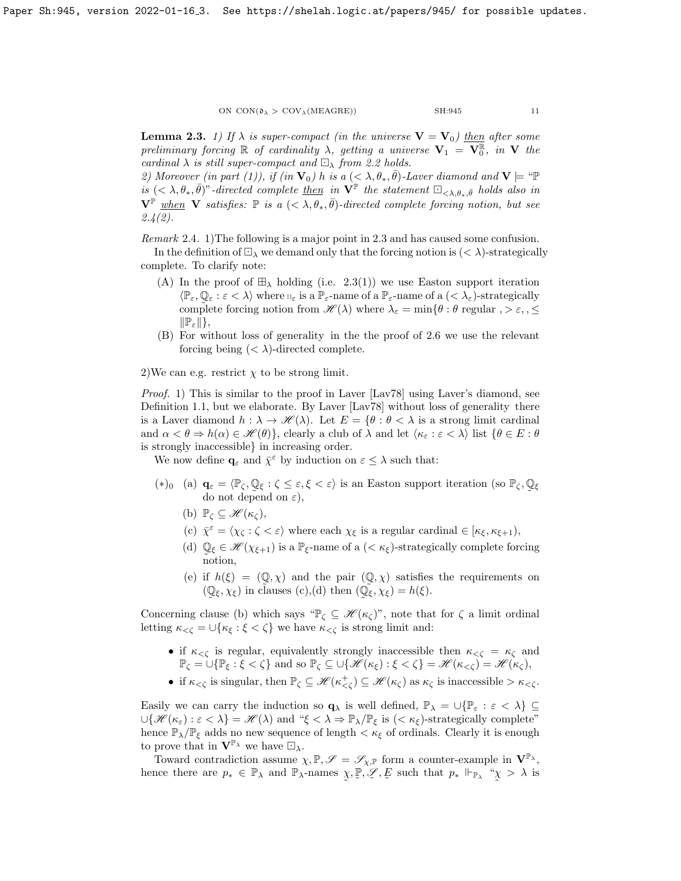**Lemma 2.3.** *1) If $\lambda$ is super-compact (in the universe $\mathbf{V} = \mathbf{V}_0$) then after some preliminary forcing $\mathbb{R}$ of cardinality $\lambda$, getting a universe $\mathbf{V}_1 = \mathbf{V}_0^{\mathbb{R}}$, in $\mathbf{V}$ the cardinal $\lambda$ is still super-compact and $\boxdot_\lambda$ from 2.2 holds.*

*2) Moreover (in part (1)), if (in $\mathbf{V}_0$) $h$ is a $(< \lambda, \theta_*, \bar{\theta})$-Laver diamond and $\mathbf{V} \models$ "$\mathbb{P}$ is $(< \lambda, \theta_*, \bar{\theta})$"-directed complete then in $\mathbf{V}^{\mathbb{P}}$ the statement $\boxdot_{<\lambda,\theta_*,\bar{\theta}}$ holds also in $\mathbf{V}^{\mathbb{P}}$ when $\mathbf{V}$ satisfies: $\mathbb{P}$ is a $(< \lambda, \theta_*, \bar{\theta})$-directed complete forcing notion, but see 2.4(2).*

*Remark* 2.4. 1)The following is a major point in 2.3 and has caused some confusion.

In the definition of $\boxdot_\lambda$ we demand only that the forcing notion is $(< \lambda)$-strategically complete. To clarify note:

- (A) In the proof of $\boxplus_\lambda$ holding (i.e. 2.3(1)) we use Easton support iteration $\langle \mathbb{P}_\varepsilon, \mathbb{Q}_\varepsilon : \varepsilon < \lambda \rangle$ where $\mathbb{Q}_\varepsilon$ is a $\mathbb{P}_\varepsilon$-name of a $\mathbb{P}_\varepsilon$-name of a $(< \lambda_\varepsilon)$-strategically complete forcing notion from $\mathscr{H}(\lambda)$ where $\lambda_\varepsilon = \min\{\theta : \theta$ regular $, > \varepsilon, , \leq \|\mathbb{P}_\varepsilon\|\}$,
- (B) For without loss of generality in the the proof of 2.6 we use the relevant forcing being $(< \lambda)$-directed complete.

2)We can e.g. restrict $\chi$ to be strong limit.

*Proof.* 1) This is similar to the proof in Laver [Lav78] using Laver's diamond, see Definition 1.1, but we elaborate. By Laver [Lav78] without loss of generality there is a Laver diamond $h : \lambda \to \mathscr{H}(\lambda)$. Let $E = \{\theta : \theta < \lambda$ is a strong limit cardinal and $\alpha < \theta \Rightarrow h(\alpha) \in \mathscr{H}(\theta)\}$, clearly a club of $\lambda$ and let $\langle \kappa_\varepsilon : \varepsilon < \lambda \rangle$ list $\{\theta \in E : \theta$ is strongly inaccessible$\}$ in increasing order.

We now define $\mathbf{q}_\varepsilon$ and $\bar{\chi}^\varepsilon$ by induction on $\varepsilon \leq \lambda$ such that:

- $(*)_0$ (a) $\mathbf{q}_\varepsilon = \langle \mathbb{P}_\zeta, \mathbb{Q}_\xi : \zeta \leq \varepsilon, \xi < \varepsilon \rangle$ is an Easton support iteration (so $\mathbb{P}_\zeta, \mathbb{Q}_\xi$ do not depend on $\varepsilon$),
  - (b) $\mathbb{P}_\zeta \subseteq \mathscr{H}(\kappa_\zeta)$,
  - (c) $\bar{\chi}^\varepsilon = \langle \chi_\zeta : \zeta < \varepsilon \rangle$ where each $\chi_\xi$ is a regular cardinal $\in [\kappa_\xi, \kappa_{\xi+1})$,
  - (d) $\mathbb{Q}_\xi \in \mathscr{H}(\chi_{\xi+1})$ is a $\mathbb{P}_\xi$-name of a $(< \kappa_\xi)$-strategically complete forcing notion,
  - (e) if $h(\xi) = (\mathbb{Q}, \chi)$ and the pair $(\mathbb{Q}, \chi)$ satisfies the requirements on $(\mathbb{Q}_\xi, \chi_\xi)$ in clauses (c),(d) then $(\mathbb{Q}_\xi, \chi_\xi) = h(\xi)$.

Concerning clause (b) which says "$\mathbb{P}_\zeta \subseteq \mathscr{H}(\kappa_\zeta)$", note that for $\zeta$ a limit ordinal letting $\kappa_{<\zeta} = \cup\{\kappa_\xi : \xi < \zeta\}$ we have $\kappa_{<\zeta}$ is strong limit and:

- if $\kappa_{<\zeta}$ is regular, equivalently strongly inaccessible then $\kappa_{<\zeta} = \kappa_\zeta$ and $\mathbb{P}_\zeta = \cup\{\mathbb{P}_\xi : \xi < \zeta\}$ and so $\mathbb{P}_\zeta \subseteq \cup\{\mathscr{H}(\kappa_\xi) : \xi < \zeta\} = \mathscr{H}(\kappa_{<\zeta}) = \mathscr{H}(\kappa_\zeta)$,
- if $\kappa_{<\zeta}$ is singular, then $\mathbb{P}_\zeta \subseteq \mathscr{H}(\kappa^+_{<\zeta}) \subseteq \mathscr{H}(\kappa_\zeta)$ as $\kappa_\zeta$ is inaccessible $> \kappa_{<\zeta}$.

Easily we can carry the induction so $\mathbf{q}_\lambda$ is well defined, $\mathbb{P}_\lambda = \cup\{\mathbb{P}_\varepsilon : \varepsilon < \lambda\} \subseteq \cup\{\mathscr{H}(\kappa_\varepsilon) : \varepsilon < \lambda\} = \mathscr{H}(\lambda)$ and "$\xi < \lambda \Rightarrow \mathbb{P}_\lambda/\mathbb{P}_\xi$ is $(< \kappa_\xi)$-strategically complete" hence $\mathbb{P}_\lambda/\mathbb{P}_\xi$ adds no new sequence of length $< \kappa_\xi$ of ordinals. Clearly it is enough to prove that in $\mathbf{V}^{\mathbb{P}_\lambda}$ we have $\boxdot_\lambda$.

Toward contradiction assume $\chi, \mathbb{P}, \mathscr{S} = \mathscr{S}_{\chi,\mathbb{P}}$ form a counter-example in $\mathbf{V}^{\mathbb{P}_\lambda}$, hence there are $p_* \in \mathbb{P}_\lambda$ and $\mathbb{P}_\lambda$-names $\chi, \mathbb{P}, \mathscr{S}, E$ such that $p_* \Vdash_{\mathbb{P}_\lambda}$ "$\chi > \lambda$ is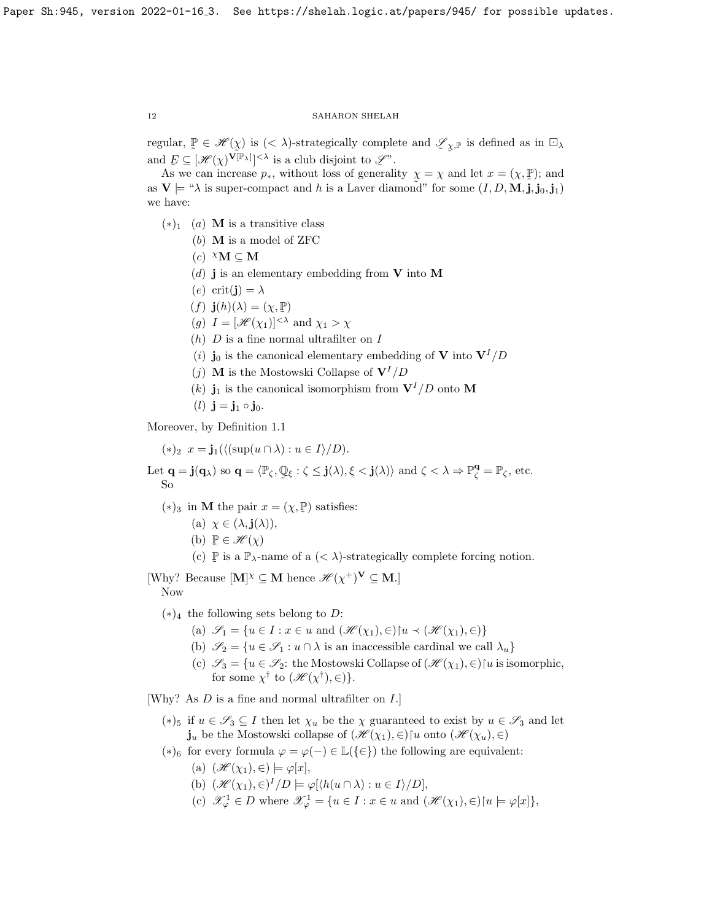regular, $\mathbb{P} \in \mathscr{H}(\underset{\sim}{\chi})$ is $(< \lambda)$-strategically complete and $\underset{\sim}{\mathscr{S}}_{\underset{\sim}{\chi},\mathbb{P}}$ is defined as in $\boxdot_\lambda$ and $\underset{\sim}{E} \subseteq [\mathscr{H}(\chi)^{\mathbf{V}[\mathbb{P}_\lambda]}]^{<\lambda}$ is a club disjoint to $\mathscr{S}$".

As we can increase $p_*$, without loss of generality $\underset{\sim}{\chi} = \chi$ and let $x = (\chi, \mathbb{P})$; and as $\mathbf{V} \models$ "$\lambda$ is super-compact and $h$ is a Laver diamond" for some $(I, D, \mathbf{M}, \mathbf{j}, \mathbf{j}_0, \mathbf{j}_1)$ we have:

$(*)_1$ (a) $\mathbf{M}$ is a transitive class
(b) $\mathbf{M}$ is a model of ZFC
(c) ${}^\chi\mathbf{M} \subseteq \mathbf{M}$
(d) $\mathbf{j}$ is an elementary embedding from $\mathbf{V}$ into $\mathbf{M}$
(e) $\mathrm{crit}(\mathbf{j}) = \lambda$
(f) $\mathbf{j}(h)(\lambda) = (\chi, \mathbb{P})$
(g) $I = [\mathscr{H}(\chi_1)]^{<\lambda}$ and $\chi_1 > \chi$
(h) $D$ is a fine normal ultrafilter on $I$
(i) $\mathbf{j}_0$ is the canonical elementary embedding of $\mathbf{V}$ into $\mathbf{V}^I/D$
(j) $\mathbf{M}$ is the Mostowski Collapse of $\mathbf{V}^I/D$
(k) $\mathbf{j}_1$ is the canonical isomorphism from $\mathbf{V}^I/D$ onto $\mathbf{M}$
(l) $\mathbf{j} = \mathbf{j}_1 \circ \mathbf{j}_0$.

Moreover, by Definition 1.1

$(*)_2$ $x = \mathbf{j}_1(\langle(\sup(u \cap \lambda) : u \in I\rangle/D)$.

Let $\mathbf{q} = \mathbf{j}(\mathbf{q}_\lambda)$ so $\mathbf{q} = \langle \mathbb{P}_\zeta, \underset{\sim}{\mathbb{Q}}_\xi : \zeta \le \mathbf{j}(\lambda), \xi < \mathbf{j}(\lambda)\rangle$ and $\zeta < \lambda \Rightarrow \mathbb{P}^{\mathbf{q}}_\zeta = \mathbb{P}_\zeta$, etc.
So

$(*)_3$ in $\mathbf{M}$ the pair $x = (\chi, \mathbb{P})$ satisfies:
(a) $\chi \in (\lambda, \mathbf{j}(\lambda))$,
(b) $\mathbb{P} \in \mathscr{H}(\chi)$
(c) $\mathbb{P}$ is a $\mathbb{P}_\lambda$-name of a $(< \lambda)$-strategically complete forcing notion.

[Why? Because $[\mathbf{M}]^\chi \subseteq \mathbf{M}$ hence $\mathscr{H}(\chi^+)^{\mathbf{V}} \subseteq \mathbf{M}$.]
Now

$(*)_4$ the following sets belong to $D$:
(a) $\mathscr{S}_1 = \{u \in I : x \in u$ and $(\mathscr{H}(\chi_1), \in){\restriction}u \prec (\mathscr{H}(\chi_1), \in)\}$
(b) $\mathscr{S}_2 = \{u \in \mathscr{S}_1 : u \cap \lambda$ is an inaccessible cardinal we call $\lambda_u\}$
(c) $\mathscr{S}_3 = \{u \in \mathscr{S}_2$: the Mostowski Collapse of $(\mathscr{H}(\chi_1), \in){\restriction}u$ is isomorphic, for some $\chi^\dagger$ to $(\mathscr{H}(\chi^\dagger), \in)\}$.

[Why? As $D$ is a fine and normal ultrafilter on $I$.]

$(*)_5$ if $u \in \mathscr{S}_3 \subseteq I$ then let $\chi_u$ be the $\chi$ guaranteed to exist by $u \in \mathscr{S}_3$ and let $\mathbf{j}_u$ be the Mostowski collapse of $(\mathscr{H}(\chi_1), \in){\restriction}u$ onto $(\mathscr{H}(\chi_u), \in)$

$(*)_6$ for every formula $\varphi = \varphi(-) \in \mathbb{L}(\{\in\})$ the following are equivalent:
(a) $(\mathscr{H}(\chi_1), \in) \models \varphi[x]$,
(b) $(\mathscr{H}(\chi_1), \in)^I/D \models \varphi[\langle h(u \cap \lambda) : u \in I\rangle/D]$,
(c) $\mathscr{X}^1_\varphi \in D$ where $\mathscr{X}^1_\varphi = \{u \in I : x \in u$ and $(\mathscr{H}(\chi_1), \in){\restriction}u \models \varphi[x]\}$,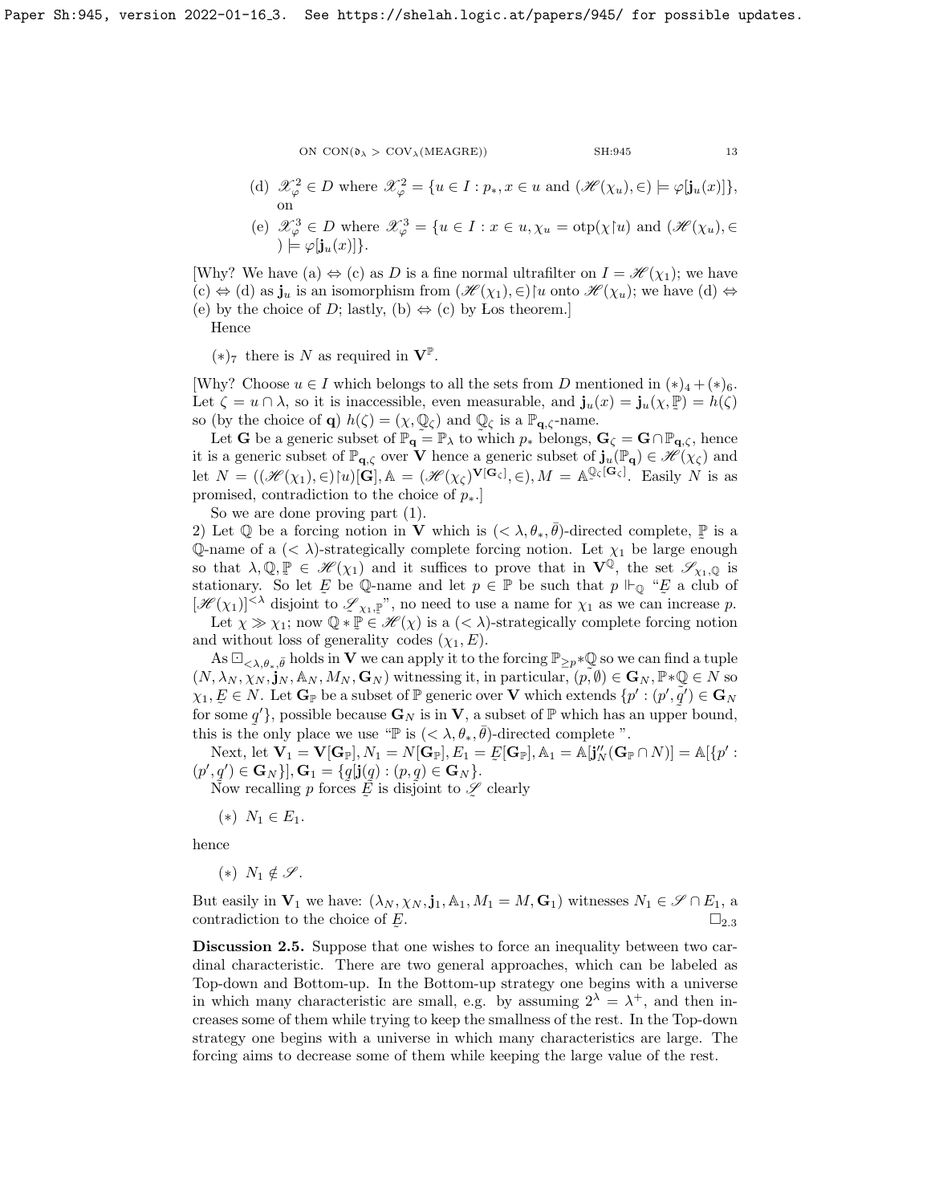(d) $\mathscr{X}^2_\varphi \in D$ where $\mathscr{X}^2_\varphi = \{u \in I : p_*, x \in u$ and $(\mathscr{H}(\chi_u), \in) \models \varphi[\mathbf{j}_u(x)]\}$, on

(e) $\mathscr{X}^3_\varphi \in D$ where $\mathscr{X}^3_\varphi = \{u \in I : x \in u, \chi_u = \text{otp}(\chi \restriction u)$ and $(\mathscr{H}(\chi_u), \in ) \models \varphi[\mathbf{j}_u(x)]\}$.

[Why? We have (a) $\Leftrightarrow$ (c) as $D$ is a fine normal ultrafilter on $I = \mathscr{H}(\chi_1)$; we have (c) $\Leftrightarrow$ (d) as $\mathbf{j}_u$ is an isomorphism from $(\mathscr{H}(\chi_1), \in)\restriction u$ onto $\mathscr{H}(\chi_u)$; we have (d) $\Leftrightarrow$ (e) by the choice of $D$; lastly, (b) $\Leftrightarrow$ (c) by Łos theorem.]

Hence

$(*)_7$ there is $N$ as required in $\mathbf{V}^{\mathbb{P}}$.

[Why? Choose $u \in I$ which belongs to all the sets from $D$ mentioned in $(*)_4 + (*)_6$. Let $\zeta = u \cap \lambda$, so it is inaccessible, even measurable, and $\mathbf{j}_u(x) = \mathbf{j}_u(\chi, \mathbb{P}) = h(\zeta)$ so (by the choice of $\mathbf{q}$) $h(\zeta) = (\chi, \mathbb{Q}_\zeta)$ and $\mathbb{Q}_\zeta$ is a $\mathbb{P}_{\mathbf{q},\zeta}$-name.

Let $\mathbf{G}$ be a generic subset of $\mathbb{P}_{\mathbf{q}} = \mathbb{P}_\lambda$ to which $p_*$ belongs, $\mathbf{G}_\zeta = \mathbf{G} \cap \mathbb{P}_{\mathbf{q},\zeta}$, hence it is a generic subset of $\mathbb{P}_{\mathbf{q},\zeta}$ over $\mathbf{V}$ hence a generic subset of $\mathbf{j}_u(\mathbb{P}_{\mathbf{q}}) \in \mathscr{H}(\chi_\zeta)$ and let $N = ((\mathscr{H}(\chi_1), \in)\restriction u)[\mathbf{G}], \mathbb{A} = (\mathscr{H}(\chi_\zeta)^{\mathbf{V}[\mathbf{G}_\zeta]}, \in), M = \mathbb{A}^{\mathbb{Q}_\zeta[\mathbf{G}_\zeta]}$. Easily $N$ is as promised, contradiction to the choice of $p_*$.]

So we are done proving part (1).

2) Let $\mathbb{Q}$ be a forcing notion in $\mathbf{V}$ which is $(< \lambda, \theta_*, \bar{\theta})$-directed complete, $\mathbb{P}$ is a $\mathbb{Q}$-name of a $(< \lambda)$-strategically complete forcing notion. Let $\chi_1$ be large enough so that $\lambda, \mathbb{Q}, \mathbb{P} \in \mathscr{H}(\chi_1)$ and it suffices to prove that in $\mathbf{V}^{\mathbb{Q}}$, the set $\mathscr{S}_{\chi_1,\mathbb{Q}}$ is stationary. So let $E$ be $\mathbb{Q}$-name and let $p \in \mathbb{P}$ be such that $p \Vdash_{\mathbb{Q}}$ "$E$ a club of $[\mathscr{H}(\chi_1)]^{<\lambda}$ disjoint to $\mathscr{S}_{\chi_1,\mathbb{P}}$", no need to use a name for $\chi_1$ as we can increase $p$.

Let $\chi \gg \chi_1$; now $\mathbb{Q} * \mathbb{P} \in \mathscr{H}(\chi)$ is a $(< \lambda)$-strategically complete forcing notion and without loss of generality codes $(\chi_1, E)$.

As $\boxdot_{<\lambda,\theta_*,\bar{\theta}}$ holds in $\mathbf{V}$ we can apply it to the forcing $\mathbb{P}_{\geq p} * \mathbb{Q}$ so we can find a tuple $(N, \lambda_N, \chi_N, \mathbf{j}_N, \mathbb{A}_N, M_N, \mathbf{G}_N)$ witnessing it, in particular, $(p, \emptyset) \in \mathbf{G}_N, \mathbb{P} * \mathbb{Q} \in N$ so $\chi_1, E \in N$. Let $\mathbf{G}_{\mathbb{P}}$ be a subset of $\mathbb{P}$ generic over $\mathbf{V}$ which extends $\{p' : (p', q') \in \mathbf{G}_N$ for some $q'\}$, possible because $\mathbf{G}_N$ is in $\mathbf{V}$, a subset of $\mathbb{P}$ which has an upper bound, this is the only place we use "$\mathbb{P}$ is $(< \lambda, \theta_*, \bar{\theta})$-directed complete ".

Next, let $\mathbf{V}_1 = \mathbf{V}[\mathbf{G}_{\mathbb{P}}], N_1 = N[\mathbf{G}_{\mathbb{P}}], E_1 = E[\mathbf{G}_{\mathbb{P}}], \mathbb{A}_1 = \mathbb{A}[\mathbf{j}''_N(\mathbf{G}_{\mathbb{P}} \cap N)] = \mathbb{A}[\{p' : (p', q') \in \mathbf{G}_N\}], \mathbf{G}_1 = \{q[\mathbf{j}(q) : (p, q) \in \mathbf{G}_N\}$.

Now recalling $p$ forces $E$ is disjoint to $\mathscr{S}$ clearly

$(*)$ $N_1 \in E_1$.

hence

$(*)$ $N_1 \notin \mathscr{S}$.

But easily in $\mathbf{V}_1$ we have: $(\lambda_N, \chi_N, \mathbf{j}_1, \mathbb{A}_1, M_1 = M, \mathbf{G}_1)$ witnesses $N_1 \in \mathscr{S} \cap E_1$, a contradiction to the choice of $E$. $\square_{2.3}$

**Discussion 2.5.** Suppose that one wishes to force an inequality between two cardinal characteristic. There are two general approaches, which can be labeled as Top-down and Bottom-up. In the Bottom-up strategy one begins with a universe in which many characteristic are small, e.g. by assuming $2^\lambda = \lambda^+$, and then increases some of them while trying to keep the smallness of the rest. In the Top-down strategy one begins with a universe in which many characteristics are large. The forcing aims to decrease some of them while keeping the large value of the rest.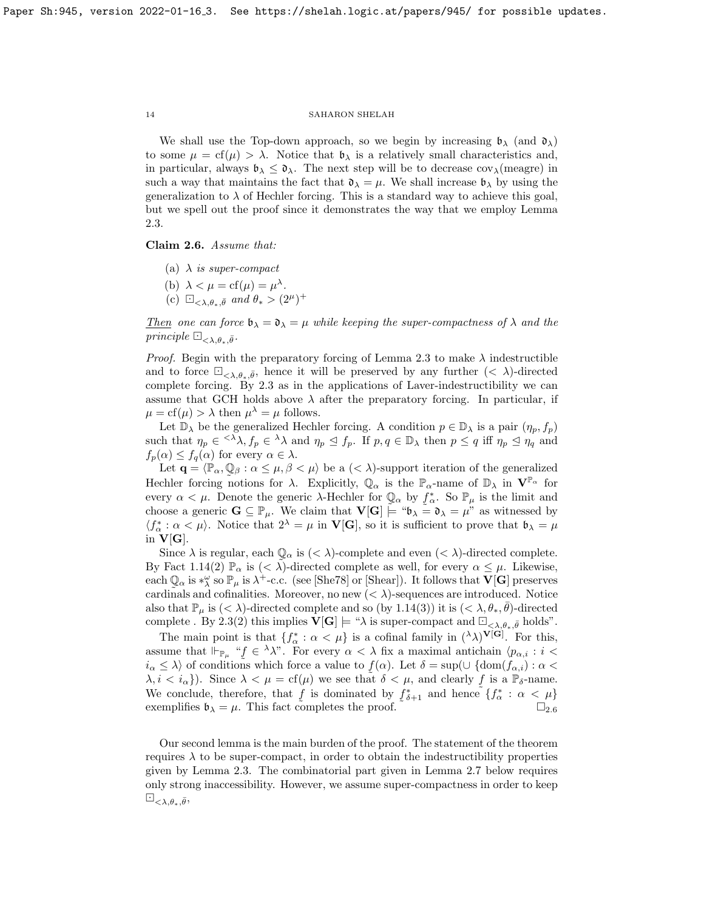We shall use the Top-down approach, so we begin by increasing $\mathfrak{b}_\lambda$ (and $\mathfrak{d}_\lambda$) to some $\mu = \text{cf}(\mu) > \lambda$. Notice that $\mathfrak{b}_\lambda$ is a relatively small characteristics and, in particular, always $\mathfrak{b}_\lambda \leq \mathfrak{d}_\lambda$. The next step will be to decrease $\text{cov}_\lambda(\text{meagre})$ in such a way that maintains the fact that $\mathfrak{d}_\lambda = \mu$. We shall increase $\mathfrak{b}_\lambda$ by using the generalization to $\lambda$ of Hechler forcing. This is a standard way to achieve this goal, but we spell out the proof since it demonstrates the way that we employ Lemma 2.3.

**Claim 2.6.** *Assume that:*

(a) *$\lambda$ is super-compact*

(b) *$\lambda < \mu = \text{cf}(\mu) = \mu^\lambda$.*

(c) *$\boxdot_{<\lambda,\theta_*,\bar{\theta}}$ and $\theta_* > (2^\mu)^+$*

*Then one can force $\mathfrak{b}_\lambda = \mathfrak{d}_\lambda = \mu$ while keeping the super-compactness of $\lambda$ and the principle $\boxdot_{<\lambda,\theta_*,\bar{\theta}}$.*

*Proof.* Begin with the preparatory forcing of Lemma 2.3 to make $\lambda$ indestructible and to force $\boxdot_{<\lambda,\theta_*,\bar{\theta}}$, hence it will be preserved by any further $(<\lambda)$-directed complete forcing. By 2.3 as in the applications of Laver-indestructibility we can assume that GCH holds above $\lambda$ after the preparatory forcing. In particular, if $\mu = \text{cf}(\mu) > \lambda$ then $\mu^\lambda = \mu$ follows.

Let $\mathbb{D}_\lambda$ be the generalized Hechler forcing. A condition $p \in \mathbb{D}_\lambda$ is a pair $(\eta_p, f_p)$ such that $\eta_p \in {}^{<\lambda}\lambda$, $f_p \in {}^\lambda\lambda$ and $\eta_p \trianglelefteq f_p$. If $p, q \in \mathbb{D}_\lambda$ then $p \leq q$ iff $\eta_p \trianglelefteq \eta_q$ and $f_p(\alpha) \leq f_q(\alpha)$ for every $\alpha \in \lambda$.

Let $\mathbf{q} = \langle \mathbb{P}_\alpha, \underset{\sim}{\mathbb{Q}}_\beta : \alpha \leq \mu, \beta < \mu \rangle$ be a $(<\lambda)$-support iteration of the generalized Hechler forcing notions for $\lambda$. Explicitly, $\underset{\sim}{\mathbb{Q}}_\alpha$ is the $\mathbb{P}_\alpha$-name of $\mathbb{D}_\lambda$ in $\mathbf{V}^{\mathbb{P}_\alpha}$ for every $\alpha < \mu$. Denote the generic $\lambda$-Hechler for $\underset{\sim}{\mathbb{Q}}_\alpha$ by $\underset{\sim}{f}^*_\alpha$. So $\mathbb{P}_\mu$ is the limit and choose a generic $\mathbf{G} \subseteq \mathbb{P}_\mu$. We claim that $\mathbf{V}[\mathbf{G}] \models$ "$\mathfrak{b}_\lambda = \mathfrak{d}_\lambda = \mu$" as witnessed by $\langle f^*_\alpha : \alpha < \mu \rangle$. Notice that $2^\lambda = \mu$ in $\mathbf{V}[\mathbf{G}]$, so it is sufficient to prove that $\mathfrak{b}_\lambda = \mu$ in $\mathbf{V}[\mathbf{G}]$.

Since $\lambda$ is regular, each $\underset{\sim}{\mathbb{Q}}_\alpha$ is $(<\lambda)$-complete and even $(<\lambda)$-directed complete. By Fact 1.14(2) $\mathbb{P}_\alpha$ is $(<\lambda)$-directed complete as well, for every $\alpha \leq \mu$. Likewise, each $\underset{\sim}{\mathbb{Q}}_\alpha$ is $*^\omega_\lambda$ so $\mathbb{P}_\mu$ is $\lambda^+$-c.c. (see [She78] or [Shear]). It follows that $\mathbf{V}[\mathbf{G}]$ preserves cardinals and cofinalities. Moreover, no new $(<\lambda)$-sequences are introduced. Notice also that $\mathbb{P}_\mu$ is $(<\lambda)$-directed complete and so (by 1.14(3)) it is $(<\lambda, \theta_*, \bar{\theta})$-directed complete . By 2.3(2) this implies $\mathbf{V}[\mathbf{G}] \models$ "$\lambda$ is super-compact and $\boxdot_{<\lambda,\theta_*,\bar{\theta}}$ holds".

The main point is that $\{f^*_\alpha : \alpha < \mu\}$ is a cofinal family in $({}^\lambda\lambda)^{\mathbf{V}[\mathbf{G}]}$. For this, assume that $\Vdash_{\mathbb{P}_\mu}$ "$\underset{\sim}{f} \in {}^\lambda\lambda$". For every $\alpha < \lambda$ fix a maximal antichain $\langle p_{\alpha,i} : i < i_\alpha \leq \lambda \rangle$ of conditions which force a value to $\underset{\sim}{f}(\alpha)$. Let $\delta = \sup(\cup \{\text{dom}(f_{\alpha,i}) : \alpha < \lambda, i < i_\alpha\})$. Since $\lambda < \mu = \text{cf}(\mu)$ we see that $\delta < \mu$, and clearly $\underset{\sim}{f}$ is a $\mathbb{P}_\delta$-name. We conclude, therefore, that $\underset{\sim}{f}$ is dominated by $\underset{\sim}{f}^*_{\delta+1}$ and hence $\{f^*_\alpha : \alpha < \mu\}$ exemplifies $\mathfrak{b}_\lambda = \mu$. This fact completes the proof. $\square_{2.6}$

Our second lemma is the main burden of the proof. The statement of the theorem requires $\lambda$ to be super-compact, in order to obtain the indestructibility properties given by Lemma 2.3. The combinatorial part given in Lemma 2.7 below requires only strong inaccessibility. However, we assume super-compactness in order to keep $\boxdot_{<\lambda,\theta_*,\bar{\theta}}$,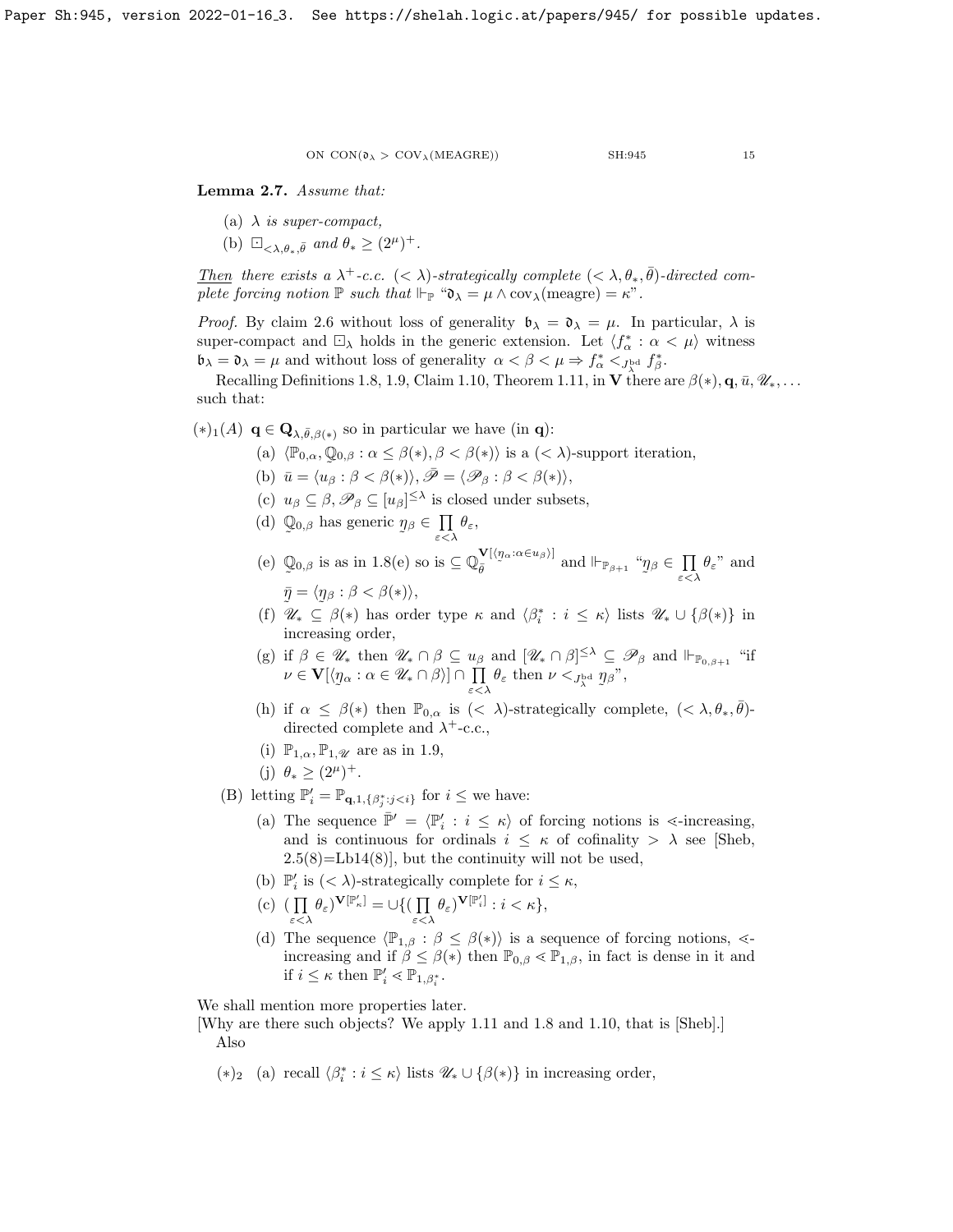**Lemma 2.7.** *Assume that:*

(a) *$\lambda$ is super-compact,*

(b) *$\boxdot_{<\lambda,\theta_*,\bar\theta}$ and $\theta_* \geq (2^\mu)^+$.*

*Then there exists a $\lambda^+$-c.c. $(<\lambda)$-strategically complete $(<\lambda,\theta_*,\bar\theta)$-directed complete forcing notion $\mathbb{P}$ such that $\Vdash_{\mathbb{P}}$ "$\mathfrak{d}_\lambda = \mu \wedge \mathrm{cov}_\lambda(\mathrm{meagre}) = \kappa$".*

*Proof.* By claim 2.6 without loss of generality $\mathfrak{b}_\lambda = \mathfrak{d}_\lambda = \mu$. In particular, $\lambda$ is super-compact and $\boxdot_\lambda$ holds in the generic extension. Let $\langle f^*_\alpha : \alpha < \mu\rangle$ witness $\mathfrak{b}_\lambda = \mathfrak{d}_\lambda = \mu$ and without loss of generality $\alpha < \beta < \mu \Rightarrow f^*_\alpha <_{J^{\mathrm{bd}}_\lambda} f^*_\beta$.

Recalling Definitions 1.8, 1.9, Claim 1.10, Theorem 1.11, in $\mathbf{V}$ there are $\beta(*), \mathbf{q}, \bar u, \mathscr{U}_*, \ldots$ such that:

$(*)_1(A)$ $\mathbf{q} \in \mathbf{Q}_{\lambda,\bar\theta,\beta(*)}$ so in particular we have (in $\mathbf{q}$):

- (a) $\langle \mathbb{P}_{0,\alpha}, \mathop{\mathbb{Q}}\limits_{\sim}{}_{0,\beta} : \alpha \leq \beta(*), \beta < \beta(*)\rangle$ is a $(<\lambda)$-support iteration,
- (b) $\bar u = \langle u_\beta : \beta < \beta(*)\rangle$, $\bar{\mathscr{P}} = \langle \mathscr{P}_\beta : \beta < \beta(*)\rangle$,
- (c) $u_\beta \subseteq \beta$, $\mathscr{P}_\beta \subseteq [u_\beta]^{\leq\lambda}$ is closed under subsets,
- (d) $\mathop{\mathbb{Q}}\limits_{\sim}{}_{0,\beta}$ has generic $\mathop{\eta}\limits_{\sim}{}_\beta \in \prod\limits_{\varepsilon<\lambda} \theta_\varepsilon$,
- (e) $\mathop{\mathbb{Q}}\limits_{\sim}{}_{0,\beta}$ is as in 1.8(e) so is $\subseteq \mathbb{Q}^{\mathbf{V}[\langle \mathop{\eta}\limits_{\sim}{}_\alpha : \alpha \in u_\beta\rangle]}_{\bar\theta}$ and $\Vdash_{\mathbb{P}_{\beta+1}}$ "$\mathop{\eta}\limits_{\sim}{}_\beta \in \prod\limits_{\varepsilon<\lambda} \theta_\varepsilon$" and $\bar{\mathop{\eta}\limits_{\sim}} = \langle \mathop{\eta}\limits_{\sim}{}_\beta : \beta < \beta(*)\rangle$,
- (f) $\mathscr{U}_* \subseteq \beta(*)$ has order type $\kappa$ and $\langle \beta^*_i : i \leq \kappa\rangle$ lists $\mathscr{U}_* \cup \{\beta(*)\}$ in increasing order,
- (g) if $\beta \in \mathscr{U}_*$ then $\mathscr{U}_* \cap \beta \subseteq u_\beta$ and $[\mathscr{U}_* \cap \beta]^{\leq\lambda} \subseteq \mathscr{P}_\beta$ and $\Vdash_{\mathbb{P}_{0,\beta+1}}$ "if $\nu \in \mathbf{V}[\langle \mathop{\eta}\limits_{\sim}{}_\alpha : \alpha \in \mathscr{U}_* \cap \beta\rangle] \cap \prod\limits_{\varepsilon<\lambda} \theta_\varepsilon$ then $\nu <_{J^{\mathrm{bd}}_\lambda} \mathop{\eta}\limits_{\sim}{}_\beta$",
- (h) if $\alpha \leq \beta(*)$ then $\mathbb{P}_{0,\alpha}$ is $(<\lambda)$-strategically complete, $(<\lambda,\theta_*,\bar\theta)$-directed complete and $\lambda^+$-c.c.,
- (i) $\mathbb{P}_{1,\alpha}, \mathbb{P}_{1,\mathscr{U}}$ are as in 1.9,
- (j) $\theta_* \geq (2^\mu)^+$.

(B) letting $\mathbb{P}'_i = \mathbb{P}_{\mathbf{q},1,\{\beta^*_j : j<i\}}$ for $i \leq$ we have:

- (a) The sequence $\bar{\mathbb{P}}' = \langle \mathbb{P}'_i : i \leq \kappa\rangle$ of forcing notions is $\lessdot$-increasing, and is continuous for ordinals $i \leq \kappa$ of cofinality $> \lambda$ see [Sheb, 2.5(8)=Lb14(8)], but the continuity will not be used,
- (b) $\mathbb{P}'_i$ is $(<\lambda)$-strategically complete for $i \leq \kappa$,
- (c) $(\prod\limits_{\varepsilon<\lambda} \theta_\varepsilon)^{\mathbf{V}[\mathbb{P}'_\kappa]} = \cup\{(\prod\limits_{\varepsilon<\lambda} \theta_\varepsilon)^{\mathbf{V}[\mathbb{P}'_i]} : i < \kappa\}$,
- (d) The sequence $\langle \mathbb{P}_{1,\beta} : \beta \leq \beta(*)\rangle$ is a sequence of forcing notions, $\lessdot$-increasing and if $\beta \leq \beta(*)$ then $\mathbb{P}_{0,\beta} \lessdot \mathbb{P}_{1,\beta}$, in fact is dense in it and if $i \leq \kappa$ then $\mathbb{P}'_i \lessdot \mathbb{P}_{1,\beta^*_i}$.

We shall mention more properties later.

[Why are there such objects? We apply 1.11 and 1.8 and 1.10, that is [Sheb].]

Also

$(*)_2$ (a) recall $\langle \beta^*_i : i \leq \kappa\rangle$ lists $\mathscr{U}_* \cup \{\beta(*)\}$ in increasing order,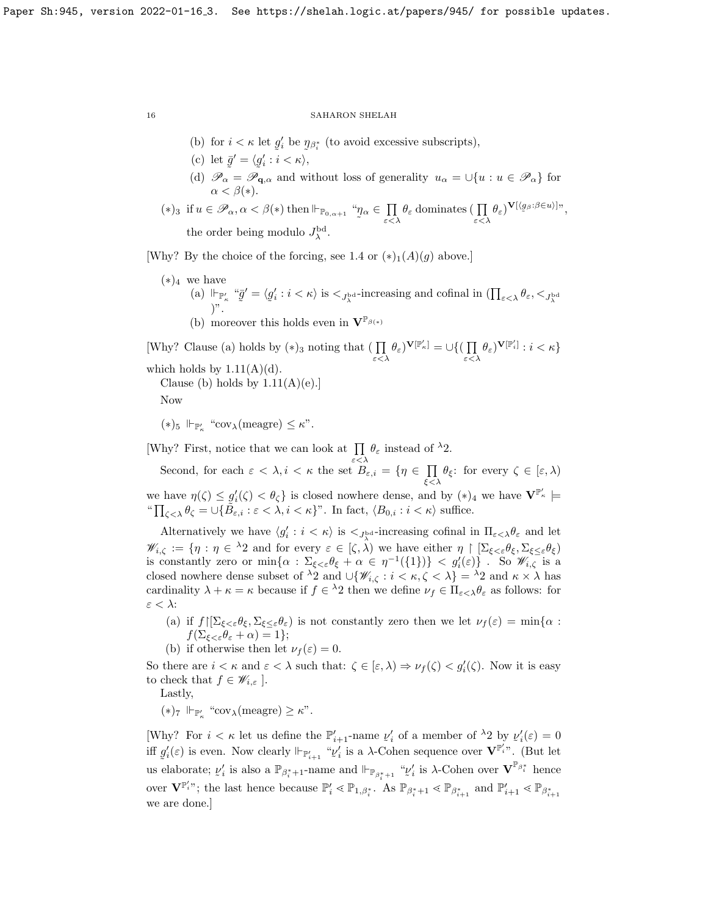(b) for $i < \kappa$ let $\underset{\sim}{g}'_i$ be $\underset{\sim}{\eta}_{\beta^*_i}$ (to avoid excessive subscripts),

(c) let $\bar{\underset{\sim}{g}}' = \langle \underset{\sim}{g}'_i : i < \kappa \rangle$,

(d) $\mathscr{P}_\alpha = \mathscr{P}_{\mathbf{q},\alpha}$ and without loss of generality $u_\alpha = \cup\{u : u \in \mathscr{P}_\alpha\}$ for $\alpha < \beta(*)$.

$(*)_3$ if $u \in \mathscr{P}_\alpha, \alpha < \beta(*)$ then $\Vdash_{\mathbb{P}_{0,\alpha+1}}$ "$\underset{\sim}{\eta}_\alpha \in \prod\limits_{\varepsilon<\lambda} \theta_\varepsilon$ dominates $(\prod\limits_{\varepsilon<\lambda} \theta_\varepsilon)^{\mathbf{V}[\langle \underset{\sim}{g}_\beta : \beta \in u \rangle]}$", the order being modulo $J^{\rm bd}_\lambda$.

[Why? By the choice of the forcing, see 1.4 or $(*)_1(A)(g)$ above.]

$(*)_4$ we have

(a) $\Vdash_{\mathbb{P}'_\kappa}$ "$\bar{\underset{\sim}{g}}' = \langle \underset{\sim}{g}'_i : i < \kappa \rangle$ is $<_{J^{\rm bd}_\lambda}$-increasing and cofinal in $(\prod_{\varepsilon<\lambda} \theta_\varepsilon, <_{J^{\rm bd}_\lambda})$".

(b) moreover this holds even in $\mathbf{V}^{\mathbb{P}_{\beta(*)}}$

[Why? Clause (a) holds by $(*)_3$ noting that $(\prod\limits_{\varepsilon<\lambda} \theta_\varepsilon)^{\mathbf{V}[\mathbb{P}'_\kappa]} = \cup\{(\prod\limits_{\varepsilon<\lambda} \theta_\varepsilon)^{\mathbf{V}[\mathbb{P}'_i]} : i < \kappa\}$ which holds by 1.11(A)(d).

Clause (b) holds by 1.11(A)(e).]

Now

$(*)_5$ $\Vdash_{\mathbb{P}'_\kappa}$ "$\mathrm{cov}_\lambda(\mathrm{meagre}) \leq \kappa$".

[Why? First, notice that we can look at $\prod\limits_{\varepsilon<\lambda} \theta_\varepsilon$ instead of ${}^\lambda 2$.

Second, for each $\varepsilon < \lambda, i < \kappa$ the set $\underset{\sim}{B}_{\varepsilon,i} = \{\eta \in \prod\limits_{\xi<\lambda} \theta_\xi$: for every $\zeta \in [\varepsilon, \lambda)$ we have $\eta(\zeta) \leq \underset{\sim}{g}'_i(\zeta) < \theta_\zeta\}$ is closed nowhere dense, and by $(*)_4$ we have $\mathbf{V}^{\mathbb{P}'_\kappa} \models$ "$\prod_{\zeta<\lambda} \theta_\zeta = \cup\{\underset{\sim}{B}_{\varepsilon,i} : \varepsilon < \lambda, i < \kappa\}$". In fact, $\langle B_{0,i} : i < \kappa\rangle$ suffice.

Alternatively we have $\langle g'_i : i < \kappa\rangle$ is $<_{J^{\rm bd}_\lambda}$-increasing cofinal in $\Pi_{\varepsilon<\lambda}\theta_\varepsilon$ and let $\mathscr{W}_{i,\zeta} := \{\eta : \eta \in {}^\lambda 2$ and for every $\varepsilon \in [\zeta, \lambda)$ we have either $\eta \restriction [\Sigma_{\xi<\varepsilon}\theta_\xi, \Sigma_{\xi\leq\varepsilon}\theta_\xi)$ is constantly zero or $\min\{\alpha : \Sigma_{\xi<\varepsilon}\theta_\xi + \alpha \in \eta^{-1}(\{1\})\} < g'_i(\varepsilon)\}$ . So $\mathscr{W}_{i,\zeta}$ is a closed nowhere dense subset of ${}^\lambda 2$ and $\cup\{\mathscr{W}_{i,\zeta} : i < \kappa, \zeta < \lambda\} = {}^\lambda 2$ and $\kappa \times \lambda$ has cardinality $\lambda + \kappa = \kappa$ because if $f \in {}^\lambda 2$ then we define $\nu_f \in \Pi_{\varepsilon<\lambda}\theta_\varepsilon$ as follows: for $\varepsilon < \lambda$:

(a) if $f {\restriction} [\Sigma_{\xi<\varepsilon}\theta_\xi, \Sigma_{\xi\leq\varepsilon}\theta_\varepsilon)$ is not constantly zero then we let $\nu_f(\varepsilon) = \min\{\alpha : f(\Sigma_{\xi<\varepsilon}\theta_\varepsilon + \alpha) = 1\}$;

(b) if otherwise then let $\nu_f(\varepsilon) = 0$.

So there are $i < \kappa$ and $\varepsilon < \lambda$ such that: $\zeta \in [\varepsilon, \lambda) \Rightarrow \nu_f(\zeta) < g'_i(\zeta)$. Now it is easy to check that $f \in \mathscr{W}_{i,\varepsilon}$ ].

Lastly,

$(*)_7$ $\Vdash_{\mathbb{P}'_\kappa}$ "$\mathrm{cov}_\lambda(\mathrm{meagre}) \geq \kappa$".

[Why? For $i < \kappa$ let us define the $\mathbb{P}'_{i+1}$-name $\underset{\sim}{\nu}'_i$ of a member of ${}^\lambda 2$ by $\underset{\sim}{\nu}'_i(\varepsilon) = 0$ iff $\underset{\sim}{g}'_i(\varepsilon)$ is even. Now clearly $\Vdash_{\mathbb{P}'_{i+1}}$ "$\underset{\sim}{\nu}'_i$ is a $\lambda$-Cohen sequence over $\mathbf{V}^{\mathbb{P}'_i}$". (But let us elaborate; $\underset{\sim}{\nu}'_i$ is also a $\mathbb{P}_{\beta^*_i+1}$-name and $\Vdash_{\mathbb{P}_{\beta^*_i+1}}$ "$\underset{\sim}{\nu}'_i$ is $\lambda$-Cohen over $\mathbf{V}^{\mathbb{P}_{\beta^*_i}}$ hence over $\mathbf{V}^{\mathbb{P}'_i}$"; the last hence because $\mathbb{P}'_i \lessdot \mathbb{P}_{1,\beta^*_i}$. As $\mathbb{P}_{\beta^*_i+1} \lessdot \mathbb{P}_{\beta^*_{i+1}}$ and $\mathbb{P}'_{i+1} \lessdot \mathbb{P}_{\beta^*_{i+1}}$ we are done.]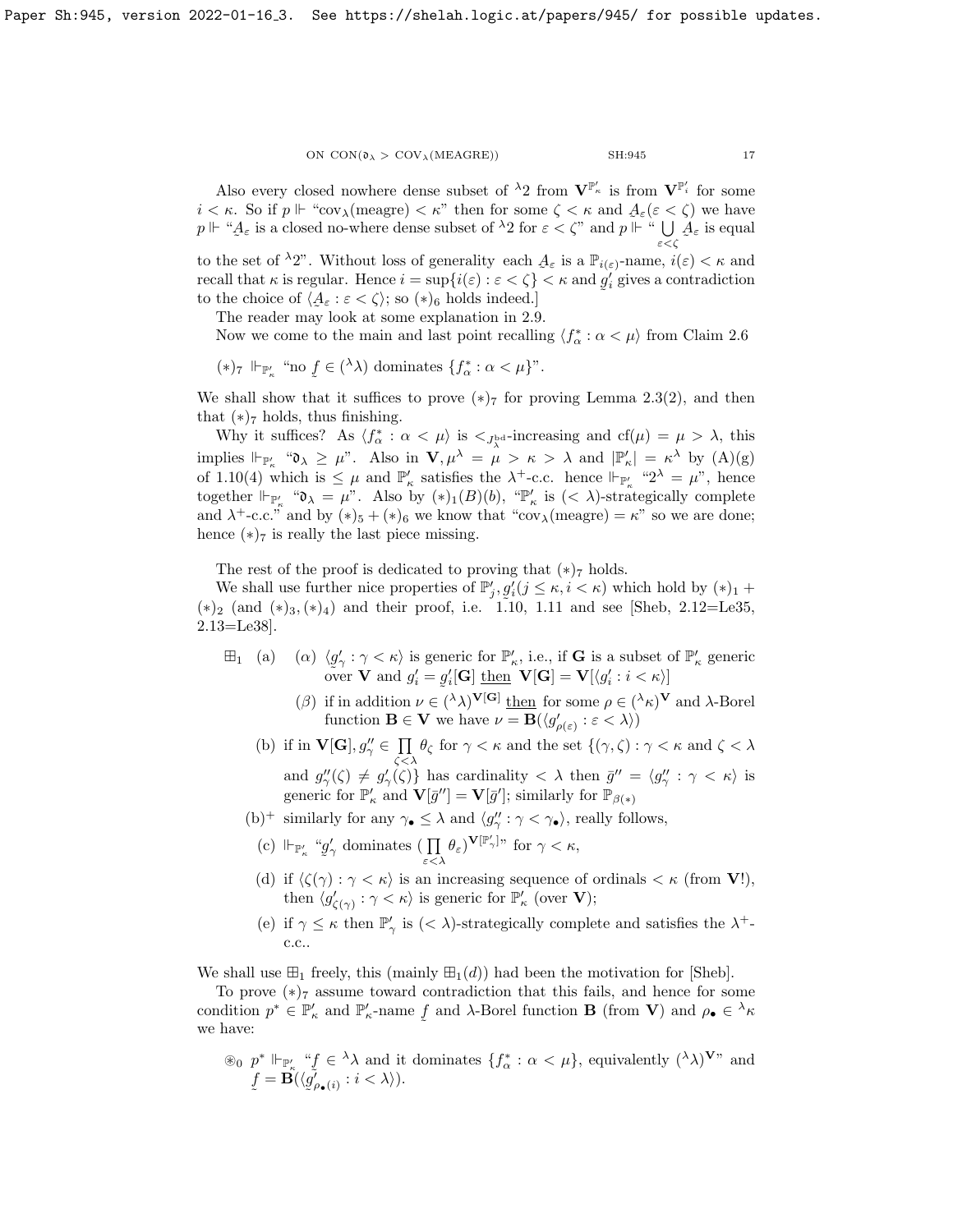Also every closed nowhere dense subset of ${}^\lambda 2$ from $\mathbf{V}^{\mathbb{P}'_\kappa}$ is from $\mathbf{V}^{\mathbb{P}'_i}$ for some $i < \kappa$. So if $p \Vdash$ "$\mathrm{cov}_\lambda(\text{meagre}) < \kappa$" then for some $\zeta < \kappa$ and $\underset{\sim}{A}_\varepsilon(\varepsilon < \zeta)$ we have $p \Vdash$ "$\underset{\sim}{A}_\varepsilon$ is a closed no-where dense subset of ${}^\lambda 2$ for $\varepsilon < \zeta$" and $p \Vdash$ "$\bigcup_{\varepsilon<\zeta} \underset{\sim}{A}_\varepsilon$ is equal to the set of ${}^\lambda 2$". Without loss of generality each $\underset{\sim}{A}_\varepsilon$ is a $\mathbb{P}_{i(\varepsilon)}$-name, $i(\varepsilon) < \kappa$ and recall that $\kappa$ is regular. Hence $i = \sup\{i(\varepsilon) : \varepsilon < \zeta\} < \kappa$ and $\underset{\sim}{g}'_i$ gives a contradiction to the choice of $\langle \underset{\sim}{A}_\varepsilon : \varepsilon < \zeta \rangle$; so $(*)_6$ holds indeed.]

The reader may look at some explanation in 2.9.

Now we come to the main and last point recalling $\langle f^*_\alpha : \alpha < \mu \rangle$ from Claim 2.6

$(*)_7$ $\Vdash_{\mathbb{P}'_\kappa}$ "no $\underset{\sim}{f} \in ({}^\lambda\lambda)$ dominates $\{f^*_\alpha : \alpha < \mu\}$".

We shall show that it suffices to prove $(*)_7$ for proving Lemma 2.3(2), and then that $(*)_7$ holds, thus finishing.

Why it suffices? As $\langle f^*_\alpha : \alpha < \mu \rangle$ is $<_{J^{\rm bd}_\lambda}$-increasing and $\mathrm{cf}(\mu) = \mu > \lambda$, this implies $\Vdash_{\mathbb{P}'_\kappa}$ "$\mathfrak{d}_\lambda \geq \mu$". Also in $\mathbf{V}, \mu^\lambda = \mu > \kappa > \lambda$ and $|\mathbb{P}'_\kappa| = \kappa^\lambda$ by (A)(g) of 1.10(4) which is $\leq \mu$ and $\mathbb{P}'_\kappa$ satisfies the $\lambda^+$-c.c. hence $\Vdash_{\mathbb{P}'_\kappa}$ "$2^\lambda = \mu$", hence together $\Vdash_{\mathbb{P}'_\kappa}$ "$\mathfrak{d}_\lambda = \mu$". Also by $(*)_1(B)(b)$, "$\mathbb{P}'_\kappa$ is $(<\lambda)$-strategically complete and $\lambda^+$-c.c." and by $(*)_5 + (*)_6$ we know that "$\mathrm{cov}_\lambda(\text{meagre}) = \kappa$" so we are done; hence $(*)_7$ is really the last piece missing.

The rest of the proof is dedicated to proving that $(*)_7$ holds.

We shall use further nice properties of $\mathbb{P}'_j, \underset{\sim}{g}'_i (j \leq \kappa, i < \kappa)$ which hold by $(*)_1 + (*)_2$ (and $(*)_3, (*)_4$) and their proof, i.e. 1.10, 1.11 and see [Sheb, 2.12=Le35, 2.13=Le38].

$\boxplus_1$ (a) $(\alpha)$ $\langle \underset{\sim}{g}'_\gamma : \gamma < \kappa \rangle$ is generic for $\mathbb{P}'_\kappa$, i.e., if $\mathbf{G}$ is a subset of $\mathbb{P}'_\kappa$ generic over $\mathbf{V}$ and $g'_i = \underset{\sim}{g}'_i[\mathbf{G}]$ then $\mathbf{V}[\mathbf{G}] = \mathbf{V}[\langle g'_i : i < \kappa \rangle]$

$(\beta)$ if in addition $\nu \in ({}^\lambda\lambda)^{\mathbf{V}[\mathbf{G}]}$ then for some $\rho \in ({}^\lambda\kappa)^{\mathbf{V}}$ and $\lambda$-Borel function $\mathbf{B} \in \mathbf{V}$ we have $\nu = \mathbf{B}(\langle g'_{\rho(\varepsilon)} : \varepsilon < \lambda \rangle)$

(b) if in $\mathbf{V}[\mathbf{G}], g''_\gamma \in \prod_{\zeta<\lambda} \theta_\zeta$ for $\gamma < \kappa$ and the set $\{(\gamma, \zeta) : \gamma < \kappa$ and $\zeta < \lambda$ and $g''_\gamma(\zeta) \neq g'_\gamma(\zeta)\}$ has cardinality $< \lambda$ then $\bar{g}'' = \langle g''_\gamma : \gamma < \kappa \rangle$ is generic for $\mathbb{P}'_\kappa$ and $\mathbf{V}[\bar{g}''] = \mathbf{V}[\bar{g}']$; similarly for $\mathbb{P}_{\beta(*)}$

(b)$^+$ similarly for any $\gamma_\bullet \leq \lambda$ and $\langle g''_\gamma : \gamma < \gamma_\bullet \rangle$, really follows,

(c) $\Vdash_{\mathbb{P}'_\kappa}$ "$\underset{\sim}{g}'_\gamma$ dominates $(\prod_{\varepsilon<\lambda} \theta_\varepsilon)^{\mathbf{V}[\mathbb{P}'_\gamma]}$" for $\gamma < \kappa$,

(d) if $\langle \zeta(\gamma) : \gamma < \kappa \rangle$ is an increasing sequence of ordinals $< \kappa$ (from $\mathbf{V}$!), then $\langle \underset{\sim}{g}'_{\zeta(\gamma)} : \gamma < \kappa \rangle$ is generic for $\mathbb{P}'_\kappa$ (over $\mathbf{V}$);

(e) if $\gamma \leq \kappa$ then $\mathbb{P}'_\gamma$ is $(<\lambda)$-strategically complete and satisfies the $\lambda^+$-c.c..

We shall use $\boxplus_1$ freely, this (mainly $\boxplus_1(d)$) had been the motivation for [Sheb].

To prove $(*)_7$ assume toward contradiction that this fails, and hence for some condition $p^* \in \mathbb{P}'_\kappa$ and $\mathbb{P}'_\kappa$-name $\underset{\sim}{f}$ and $\lambda$-Borel function $\mathbf{B}$ (from $\mathbf{V}$) and $\rho_\bullet \in {}^\lambda\kappa$ we have:

$\circledast_0$ $p^* \Vdash_{\mathbb{P}'_\kappa}$ "$\underset{\sim}{f} \in {}^\lambda\lambda$ and it dominates $\{f^*_\alpha : \alpha < \mu\}$, equivalently $({}^\lambda\lambda)^{\mathbf{V}}$" and $\underset{\sim}{f} = \mathbf{B}(\langle \underset{\sim}{g}'_{\rho_\bullet(i)} : i < \lambda \rangle)$.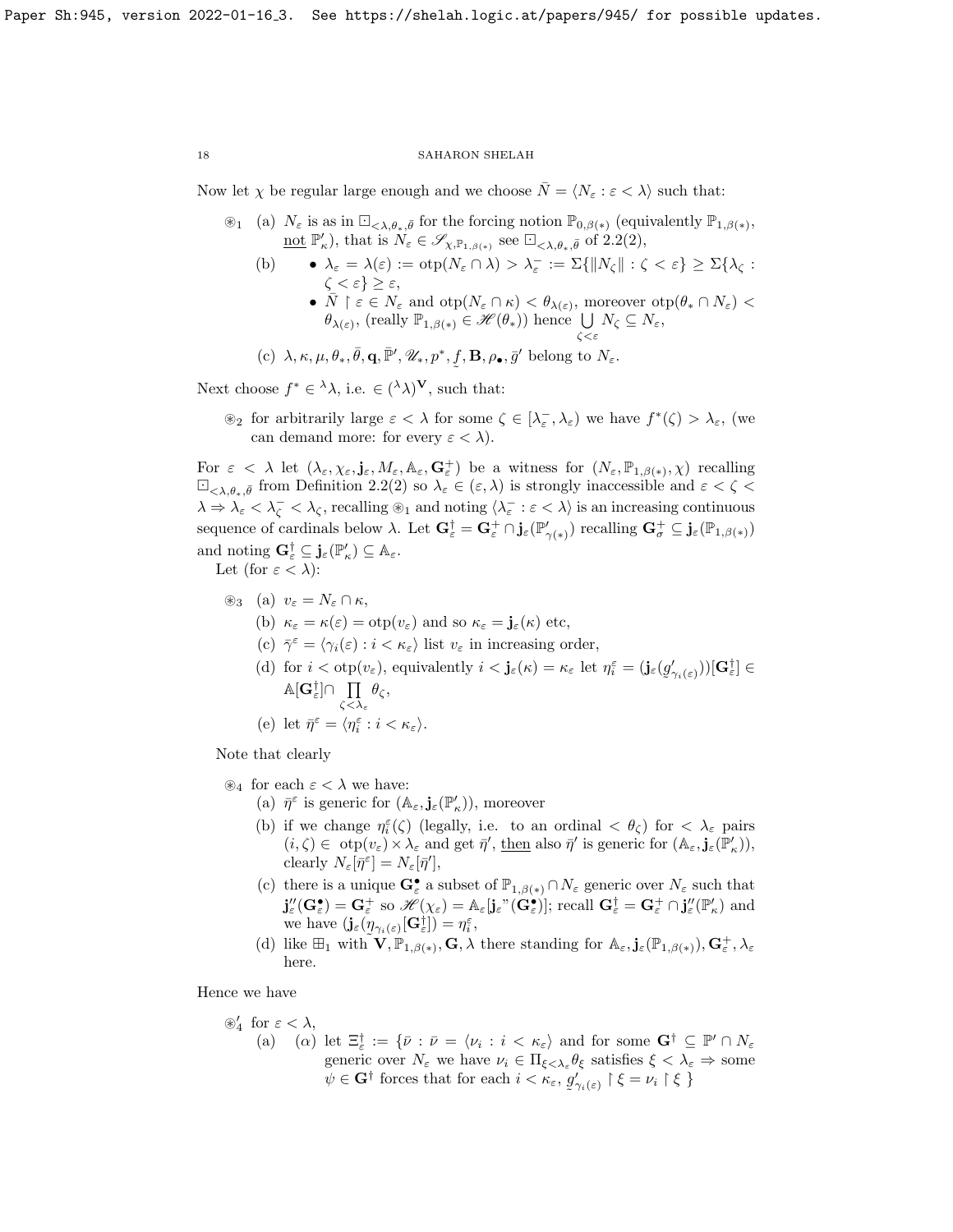Now let $\chi$ be regular large enough and we choose $\bar{N} = \langle N_\varepsilon : \varepsilon < \lambda \rangle$ such that:

$\circledast_1$ (a) $N_\varepsilon$ is as in $\boxdot_{<\lambda,\theta_*,\bar{\theta}}$ for the forcing notion $\mathbb{P}_{0,\beta(*)}$ (equivalently $\mathbb{P}_{1,\beta(*)}$, <u>not</u> $\mathbb{P}'_\kappa$), that is $N_\varepsilon \in \mathscr{S}_{\chi,\mathbb{P}_{1,\beta(*)}}$ see $\boxdot_{<\lambda,\theta_*,\bar{\theta}}$ of 2.2(2),

(b) 
- $\lambda_\varepsilon = \lambda(\varepsilon) := \mathrm{otp}(N_\varepsilon \cap \lambda) > \lambda^-_\varepsilon := \Sigma\{\|N_\zeta\| : \zeta < \varepsilon\} \geq \Sigma\{\lambda_\zeta : \zeta < \varepsilon\} \geq \varepsilon$,
- $\bar{N} \restriction \varepsilon \in N_\varepsilon$ and $\mathrm{otp}(N_\varepsilon \cap \kappa) < \theta_{\lambda(\varepsilon)}$, moreover $\mathrm{otp}(\theta_* \cap N_\varepsilon) < \theta_{\lambda(\varepsilon)}$, (really $\mathbb{P}_{1,\beta(*)} \in \mathscr{H}(\theta_*)$) hence $\bigcup\limits_{\zeta<\varepsilon} N_\zeta \subseteq N_\varepsilon$,

(c) $\lambda, \kappa, \mu, \theta_*, \bar{\theta}, \mathbf{q}, \bar{\mathbb{P}}', \mathscr{U}_*, p^*, \underset{\sim}{f}, \mathbf{B}, \rho_\bullet, \bar{g}'$ belong to $N_\varepsilon$.

Next choose $f^* \in {}^\lambda\lambda$, i.e. $\in ({}^\lambda\lambda)^{\mathbf{V}}$, such that:

$\circledast_2$ for arbitrarily large $\varepsilon < \lambda$ for some $\zeta \in [\lambda^-_\varepsilon, \lambda_\varepsilon)$ we have $f^*(\zeta) > \lambda_\varepsilon$, (we can demand more: for every $\varepsilon < \lambda$).

For $\varepsilon < \lambda$ let $(\lambda_\varepsilon, \chi_\varepsilon, \mathbf{j}_\varepsilon, M_\varepsilon, \mathbb{A}_\varepsilon, \mathbf{G}^+_\varepsilon)$ be a witness for $(N_\varepsilon, \mathbb{P}_{1,\beta(*)}, \chi)$ recalling $\boxdot_{<\lambda,\theta_*,\bar{\theta}}$ from Definition 2.2(2) so $\lambda_\varepsilon \in (\varepsilon, \lambda)$ is strongly inaccessible and $\varepsilon < \zeta < \lambda \Rightarrow \lambda_\varepsilon < \lambda^-_\zeta < \lambda_\zeta$, recalling $\circledast_1$ and noting $\langle \lambda^-_\varepsilon : \varepsilon < \lambda \rangle$ is an increasing continuous sequence of cardinals below $\lambda$. Let $\mathbf{G}^\dagger_\varepsilon = \mathbf{G}^+_\varepsilon \cap \mathbf{j}_\varepsilon(\mathbb{P}'_{\gamma(*)})$ recalling $\mathbf{G}^+_\sigma \subseteq \mathbf{j}_\varepsilon(\mathbb{P}_{1,\beta(*)})$ and noting $\mathbf{G}^\dagger_\varepsilon \subseteq \mathbf{j}_\varepsilon(\mathbb{P}'_\kappa) \subseteq \mathbb{A}_\varepsilon$.

Let (for $\varepsilon < \lambda$):

$\circledast_3$ (a) $v_\varepsilon = N_\varepsilon \cap \kappa$,

(b) $\kappa_\varepsilon = \kappa(\varepsilon) = \mathrm{otp}(v_\varepsilon)$ and so $\kappa_\varepsilon = \mathbf{j}_\varepsilon(\kappa)$ etc,

(c) $\bar{\gamma}^\varepsilon = \langle \gamma_i(\varepsilon) : i < \kappa_\varepsilon \rangle$ list $v_\varepsilon$ in increasing order,

(d) for $i < \mathrm{otp}(v_\varepsilon)$, equivalently $i < \mathbf{j}_\varepsilon(\kappa) = \kappa_\varepsilon$ let $\eta^\varepsilon_i = (\mathbf{j}_\varepsilon(\underset{\sim}{g}'_{\gamma_i(\varepsilon)}))[\mathbf{G}^\dagger_\varepsilon] \in \mathbb{A}[\mathbf{G}^\dagger_\varepsilon] \cap \prod\limits_{\zeta<\lambda_\varepsilon} \theta_\zeta$,

(e) let $\bar{\eta}^\varepsilon = \langle \eta^\varepsilon_i : i < \kappa_\varepsilon \rangle$.

Note that clearly

$\circledast_4$ for each $\varepsilon < \lambda$ we have:

(a) $\bar{\eta}^\varepsilon$ is generic for $(\mathbb{A}_\varepsilon, \mathbf{j}_\varepsilon(\mathbb{P}'_\kappa))$, moreover

(b) if we change $\eta^\varepsilon_i(\zeta)$ (legally, i.e. to an ordinal $< \theta_\zeta$) for $< \lambda_\varepsilon$ pairs $(i, \zeta) \in \mathrm{otp}(v_\varepsilon) \times \lambda_\varepsilon$ and get $\bar{\eta}'$, <u>then</u> also $\bar{\eta}'$ is generic for $(\mathbb{A}_\varepsilon, \mathbf{j}_\varepsilon(\mathbb{P}'_\kappa))$, clearly $N_\varepsilon[\bar{\eta}^\varepsilon] = N_\varepsilon[\bar{\eta}']$,

(c) there is a unique $\mathbf{G}^\bullet_\varepsilon$ a subset of $\mathbb{P}_{1,\beta(*)} \cap N_\varepsilon$ generic over $N_\varepsilon$ such that $\mathbf{j}''_\varepsilon(\mathbf{G}^\bullet_\varepsilon) = \mathbf{G}^+_\varepsilon$ so $\mathscr{H}(\chi_\varepsilon) = \mathbb{A}_\varepsilon[\mathbf{j}_\varepsilon\text{"}(\mathbf{G}^\bullet_\varepsilon)]$; recall $\mathbf{G}^\dagger_\varepsilon = \mathbf{G}^+_\varepsilon \cap \mathbf{j}''_\varepsilon(\mathbb{P}'_\kappa)$ and we have $(\mathbf{j}_\varepsilon(\underset{\sim}{\eta}_{\gamma_i(\varepsilon)}[\mathbf{G}^\dagger_\varepsilon]) = \eta^\varepsilon_i$,

(d) like $\boxplus_1$ with $\mathbf{V}, \mathbb{P}_{1,\beta(*)}, \mathbf{G}, \lambda$ there standing for $\mathbb{A}_\varepsilon, \mathbf{j}_\varepsilon(\mathbb{P}_{1,\beta(*)}), \mathbf{G}^+_\varepsilon, \lambda_\varepsilon$ here.

Hence we have

$\circledast'_4$ for $\varepsilon < \lambda$,

(a) ($\alpha$) let $\Xi^\dagger_\varepsilon := \{\bar{\nu} : \bar{\nu} = \langle \nu_i : i < \kappa_\varepsilon \rangle$ and for some $\mathbf{G}^\dagger \subseteq \mathbb{P}' \cap N_\varepsilon$ generic over $N_\varepsilon$ we have $\nu_i \in \Pi_{\xi<\lambda_\varepsilon} \theta_\xi$ satisfies $\xi < \lambda_\varepsilon \Rightarrow$ some $\psi \in \mathbf{G}^\dagger$ forces that for each $i < \kappa_\varepsilon$, $\underset{\sim}{g}'_{\gamma_i(\varepsilon)} \restriction \xi = \nu_i \restriction \xi$ $\}$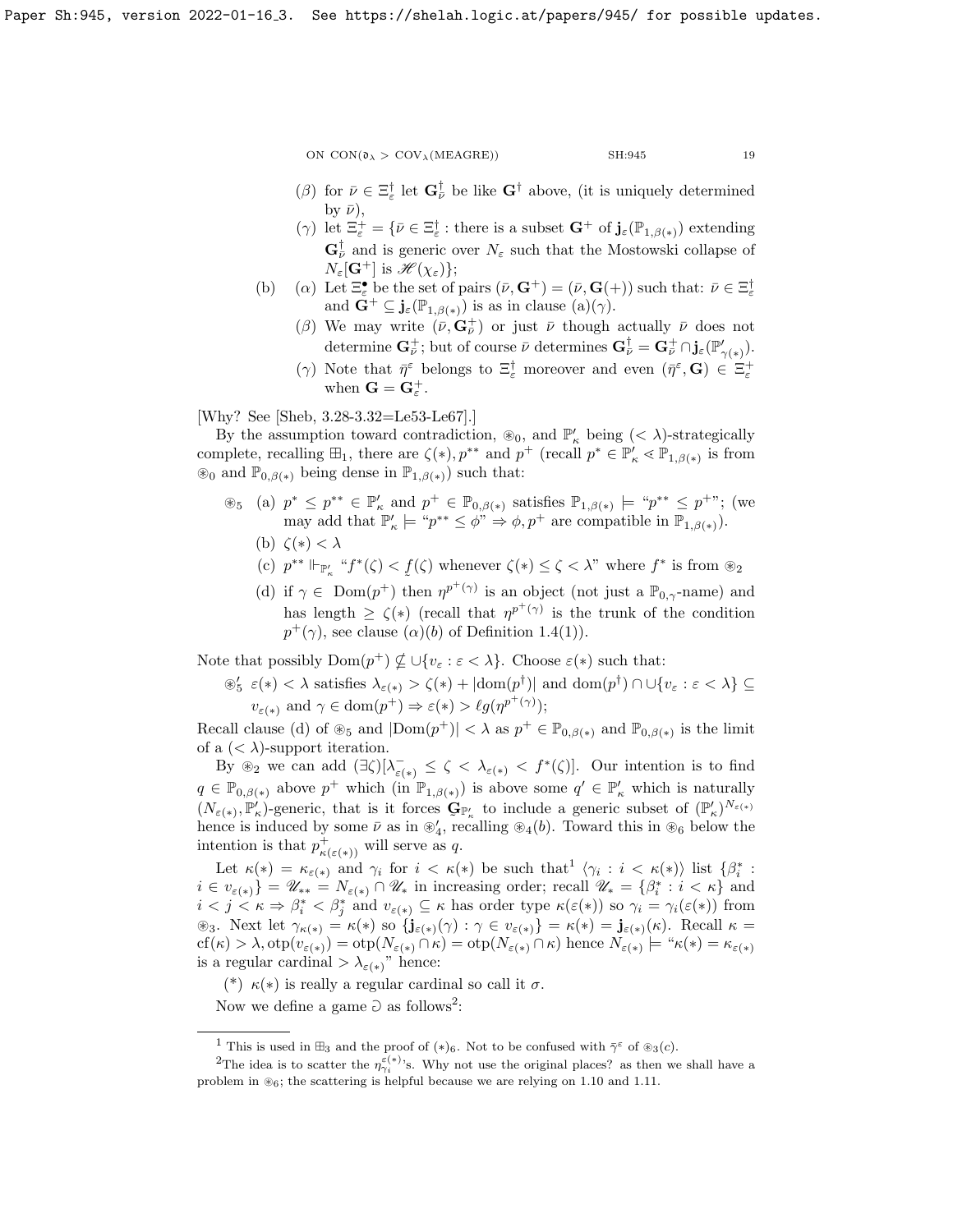($\beta$) for $\bar\nu \in \Xi^\dagger_\varepsilon$ let $\mathbf{G}^\dagger_{\bar\nu}$ be like $\mathbf{G}^\dagger$ above, (it is uniquely determined by $\bar\nu$),

($\gamma$) let $\Xi^+_\varepsilon = \{\bar\nu \in \Xi^\dagger_\varepsilon$ : there is a subset $\mathbf{G}^+$ of $\mathbf{j}_\varepsilon(\mathbb{P}_{1,\beta(*)})$ extending $\mathbf{G}^\dagger_{\bar\nu}$ and is generic over $N_\varepsilon$ such that the Mostowski collapse of $N_\varepsilon[\mathbf{G}^+]$ is $\mathscr{H}(\chi_\varepsilon)\}$;

(b) ($\alpha$) Let $\Xi^\bullet_\varepsilon$ be the set of pairs $(\bar\nu, \mathbf{G}^+) = (\bar\nu, \mathbf{G}(+))$ such that: $\bar\nu \in \Xi^\dagger_\varepsilon$ and $\mathbf{G}^+ \subseteq \mathbf{j}_\varepsilon(\mathbb{P}_{1,\beta(*)})$ is as in clause (a)($\gamma$).

($\beta$) We may write $(\bar\nu, \mathbf{G}^+_{\bar\nu})$ or just $\bar\nu$ though actually $\bar\nu$ does not determine $\mathbf{G}^+_{\bar\nu}$; but of course $\bar\nu$ determines $\mathbf{G}^\dagger_{\bar\nu} = \mathbf{G}^+_{\bar\nu} \cap \mathbf{j}_\varepsilon(\mathbb{P}'_{\gamma(*)})$.

($\gamma$) Note that $\bar\eta^\varepsilon$ belongs to $\Xi^\dagger_\varepsilon$ moreover and even $(\bar\eta^\varepsilon, \mathbf{G}) \in \Xi^+_\varepsilon$ when $\mathbf{G} = \mathbf{G}^+_\varepsilon$.

[Why? See [Sheb, 3.28-3.32=Le53-Le67].]

By the assumption toward contradiction, $\circledast_0$, and $\mathbb{P}'_\kappa$ being $(<\lambda)$-strategically complete, recalling $\boxplus_1$, there are $\zeta(*), p^{**}$ and $p^+$ (recall $p^* \in \mathbb{P}'_\kappa \lessdot \mathbb{P}_{1,\beta(*)}$ is from $\circledast_0$ and $\mathbb{P}_{0,\beta(*)}$ being dense in $\mathbb{P}_{1,\beta(*)}$) such that:

$\circledast_5$ (a) $p^* \le p^{**} \in \mathbb{P}'_\kappa$ and $p^+ \in \mathbb{P}_{0,\beta(*)}$ satisfies $\mathbb{P}_{1,\beta(*)} \models$ "$p^{**} \le p^+$"; (we may add that $\mathbb{P}'_\kappa \models$ "$p^{**} \le \phi$" $\Rightarrow \phi, p^+$ are compatible in $\mathbb{P}_{1,\beta(*)}$).

(b) $\zeta(*) < \lambda$

(c) $p^{**} \Vdash_{\mathbb{P}'_\kappa}$ "$f^*(\zeta) < \underset{\sim}{f}(\zeta)$ whenever $\zeta(*) \le \zeta < \lambda$" where $f^*$ is from $\circledast_2$

(d) if $\gamma \in \mathrm{Dom}(p^+)$ then $\eta^{p^+(\gamma)}$ is an object (not just a $\mathbb{P}_{0,\gamma}$-name) and has length $\ge \zeta(*)$ (recall that $\eta^{p^+(\gamma)}$ is the trunk of the condition $p^+(\gamma)$, see clause ($\alpha$)(b) of Definition 1.4(1)).

Note that possibly $\mathrm{Dom}(p^+) \nsubseteq \cup\{v_\varepsilon : \varepsilon < \lambda\}$. Choose $\varepsilon(*)$ such that:

$\circledast'_5$ $\varepsilon(*) < \lambda$ satisfies $\lambda_{\varepsilon(*)} > \zeta(*) + |\mathrm{dom}(p^\dagger)|$ and $\mathrm{dom}(p^\dagger) \cap \cup\{v_\varepsilon : \varepsilon < \lambda\} \subseteq v_{\varepsilon(*)}$ and $\gamma \in \mathrm{dom}(p^+) \Rightarrow \varepsilon(*) > \ell g(\eta^{p^+(\gamma)})$;

Recall clause (d) of $\circledast_5$ and $|\mathrm{Dom}(p^+)| < \lambda$ as $p^+ \in \mathbb{P}_{0,\beta(*)}$ and $\mathbb{P}_{0,\beta(*)}$ is the limit of a $(<\lambda)$-support iteration.

By $\circledast_2$ we can add $(\exists \zeta)[\lambda^-_{\varepsilon(*)} \le \zeta < \lambda_{\varepsilon(*)} < f^*(\zeta)]$. Our intention is to find $q \in \mathbb{P}_{0,\beta(*)}$ above $p^+$ which (in $\mathbb{P}_{1,\beta(*)}$) is above some $q' \in \mathbb{P}'_\kappa$ which is naturally $(N_{\varepsilon(*)}, \mathbb{P}'_\kappa)$-generic, that is it forces $\mathbf{G}_{\mathbb{P}'_\kappa}$ to include a generic subset of $(\mathbb{P}'_\kappa)^{N_{\varepsilon(*)}}$ hence is induced by some $\bar\nu$ as in $\circledast'_4$, recalling $\circledast_4(b)$. Toward this in $\circledast_6$ below the intention is that $p^+_{\kappa(\varepsilon(*))}$ will serve as $q$.

Let $\kappa(*) = \kappa_{\varepsilon(*)}$ and $\gamma_i$ for $i < \kappa(*)$ be such that[1] $\langle \gamma_i : i < \kappa(*)\rangle$ list $\{\beta^*_i : i \in v_{\varepsilon(*)}\} = \mathscr{U}_{**} = N_{\varepsilon(*)} \cap \mathscr{U}_*$ in increasing order; recall $\mathscr{U}_* = \{\beta^*_i : i < \kappa\}$ and $i < j < \kappa \Rightarrow \beta^*_i < \beta^*_j$ and $v_{\varepsilon(*)} \subseteq \kappa$ has order type $\kappa(\varepsilon(*))$ so $\gamma_i = \gamma_i(\varepsilon(*))$ from $\circledast_3$. Next let $\gamma_{\kappa(*)} = \kappa(*)$ so $\{\mathbf{j}_{\varepsilon(*)}(\gamma) : \gamma \in v_{\varepsilon(*)}\} = \kappa(*) = \mathbf{j}_{\varepsilon(*)}(\kappa)$. Recall $\kappa = \mathrm{cf}(\kappa) > \lambda, \mathrm{otp}(v_{\varepsilon(*)}) = \mathrm{otp}(N_{\varepsilon(*)} \cap \kappa) = \mathrm{otp}(N_{\varepsilon(*)} \cap \kappa)$ hence $N_{\varepsilon(*)} \models$ "$\kappa(*) = \kappa_{\varepsilon(*)}$ is a regular cardinal $> \lambda_{\varepsilon(*)}$" hence:

(*) $\kappa(*)$ is really a regular cardinal so call it $\sigma$.

Now we define a game $\Game$ as follows[2]:

---

[1] This is used in $\boxplus_3$ and the proof of $(*)_6$. Not to be confused with $\bar\gamma^\varepsilon$ of $\circledast_3(c)$.

[2] The idea is to scatter the $\eta^{\varepsilon(*)}_{\gamma_i}$'s. Why not use the original places? as then we shall have a problem in $\circledast_6$; the scattering is helpful because we are relying on 1.10 and 1.11.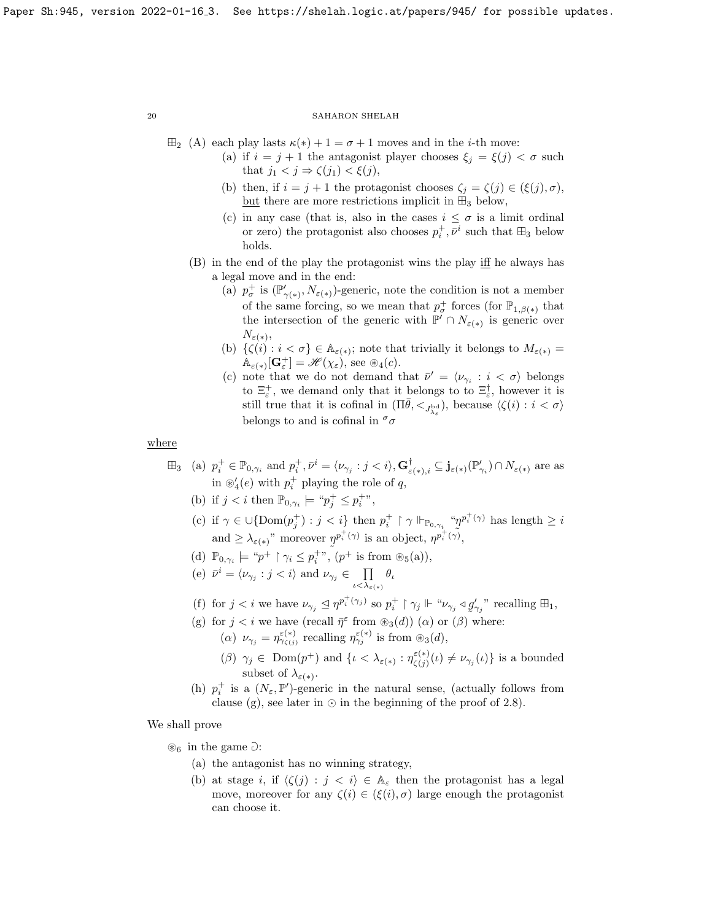$\boxplus_2$ (A) each play lasts $\kappa(*)+1 = \sigma+1$ moves and in the $i$-th move:

  (a) if $i = j+1$ the antagonist player chooses $\xi_j = \xi(j) < \sigma$ such that $j_1 < j \Rightarrow \zeta(j_1) < \xi(j)$,

  (b) then, if $i = j+1$ the protagonist chooses $\zeta_j = \zeta(j) \in (\xi(j), \sigma)$, but there are more restrictions implicit in $\boxplus_3$ below,

  (c) in any case (that is, also in the cases $i \le \sigma$ is a limit ordinal or zero) the protagonist also chooses $p^+_i, \bar\nu^i$ such that $\boxplus_3$ below holds.

(B) in the end of the play the protagonist wins the play iff he always has a legal move and in the end:

  (a) $p^+_\sigma$ is $(\mathbb{P}'_{\gamma(*)}, N_{\varepsilon(*)})$-generic, note the condition is not a member of the same forcing, so we mean that $p^+_\sigma$ forces (for $\mathbb{P}_{1,\beta(*)}$ that the intersection of the generic with $\mathbb{P}' \cap N_{\varepsilon(*)}$ is generic over $N_{\varepsilon(*)}$,

  (b) $\{\zeta(i) : i < \sigma\} \in \mathbb{A}_{\varepsilon(*)}$; note that trivially it belongs to $M_{\varepsilon(*)} = \mathbb{A}_{\varepsilon(*)}[\mathbf{G}^+_\varepsilon] = \mathscr{H}(\chi_\varepsilon)$, see $\circledast_4(c)$.

  (c) note that we do not demand that $\bar\nu' = \langle \nu_{\gamma_i} : i < \sigma\rangle$ belongs to $\Xi^+_\varepsilon$, we demand only that it belongs to to $\Xi^\dagger_\varepsilon$, however it is still true that it is cofinal in $(\Pi\bar\theta, <_{J^{\rm bd}_{\lambda_\varepsilon}})$, because $\langle\zeta(i) : i < \sigma\rangle$ belongs to and is cofinal in ${}^\sigma\sigma$

where

$\boxplus_3$ (a) $p^+_i \in \mathbb{P}_{0,\gamma_i}$ and $p^+_i, \bar\nu^i = \langle \nu_{\gamma_j} : j < i\rangle, \mathbf{G}^\dagger_{\varepsilon(*),i} \subseteq \mathbf{j}_{\varepsilon(*)}(\mathbb{P}'_{\gamma_i}) \cap N_{\varepsilon(*)}$ are as in $\circledast'_4(e)$ with $p^+_i$ playing the role of $q$,

  (b) if $j < i$ then $\mathbb{P}_{0,\gamma_i} \models$ "$p^+_j \le p^+_i$",

  (c) if $\gamma \in \cup\{{\rm Dom}(p^+_j) : j < i\}$ then $p^+_i \restriction \gamma \Vdash_{\mathbb{P}_{0,\gamma_i}}$ "$\underset{\sim}{\eta}^{p^+_i(\gamma)}$ has length $\ge i$ and $\ge \lambda_{\varepsilon(*)}$" moreover $\underset{\sim}{\eta}^{p^+_i(\gamma)}$ is an object, $\eta^{p^+_i(\gamma)}$,

  (d) $\mathbb{P}_{0,\gamma_i} \models$ "$p^+ \restriction \gamma_i \le p^+_i$", ($p^+$ is from $\circledast_5$(a)),

  (e) $\bar\nu^i = \langle \nu_{\gamma_j} : j < i\rangle$ and $\nu_{\gamma_j} \in \prod\limits_{\iota < \lambda_{\varepsilon(*)}} \theta_\iota$

  (f) for $j < i$ we have $\nu_{\gamma_j} \trianglelefteq \eta^{p^+_i(\gamma_j)}$ so $p^+_i \restriction \gamma_j \Vdash$ "$\nu_{\gamma_j} \triangleleft \underset{\sim}{g}'_{\gamma_j}$" recalling $\boxplus_1$,

  (g) for $j < i$ we have (recall $\bar\eta^\varepsilon$ from $\circledast_3(d)$) $(\alpha)$ or $(\beta)$ where:

    $(\alpha)$ $\nu_{\gamma_j} = \eta^{\varepsilon(*)}_{\gamma_{\zeta(j)}}$ recalling $\eta^{\varepsilon(*)}_{\gamma_j}$ is from $\circledast_3(d)$,

    $(\beta)$ $\gamma_j \in {\rm Dom}(p^+)$ and $\{\iota < \lambda_{\varepsilon(*)} : \eta^{\varepsilon(*)}_{\zeta(j)}(\iota) \ne \nu_{\gamma_j}(\iota)\}$ is a bounded subset of $\lambda_{\varepsilon(*)}$.

  (h) $p^+_i$ is a $(N_\varepsilon, \mathbb{P}')$-generic in the natural sense, (actually follows from clause (g), see later in $\odot$ in the beginning of the proof of 2.8).

We shall prove

$\circledast_6$ in the game $\eth$:

  (a) the antagonist has no winning strategy,

  (b) at stage $i$, if $\langle \zeta(j) : j < i\rangle \in \mathbb{A}_\varepsilon$ then the protagonist has a legal move, moreover for any $\zeta(i) \in (\xi(i), \sigma)$ large enough the protagonist can choose it.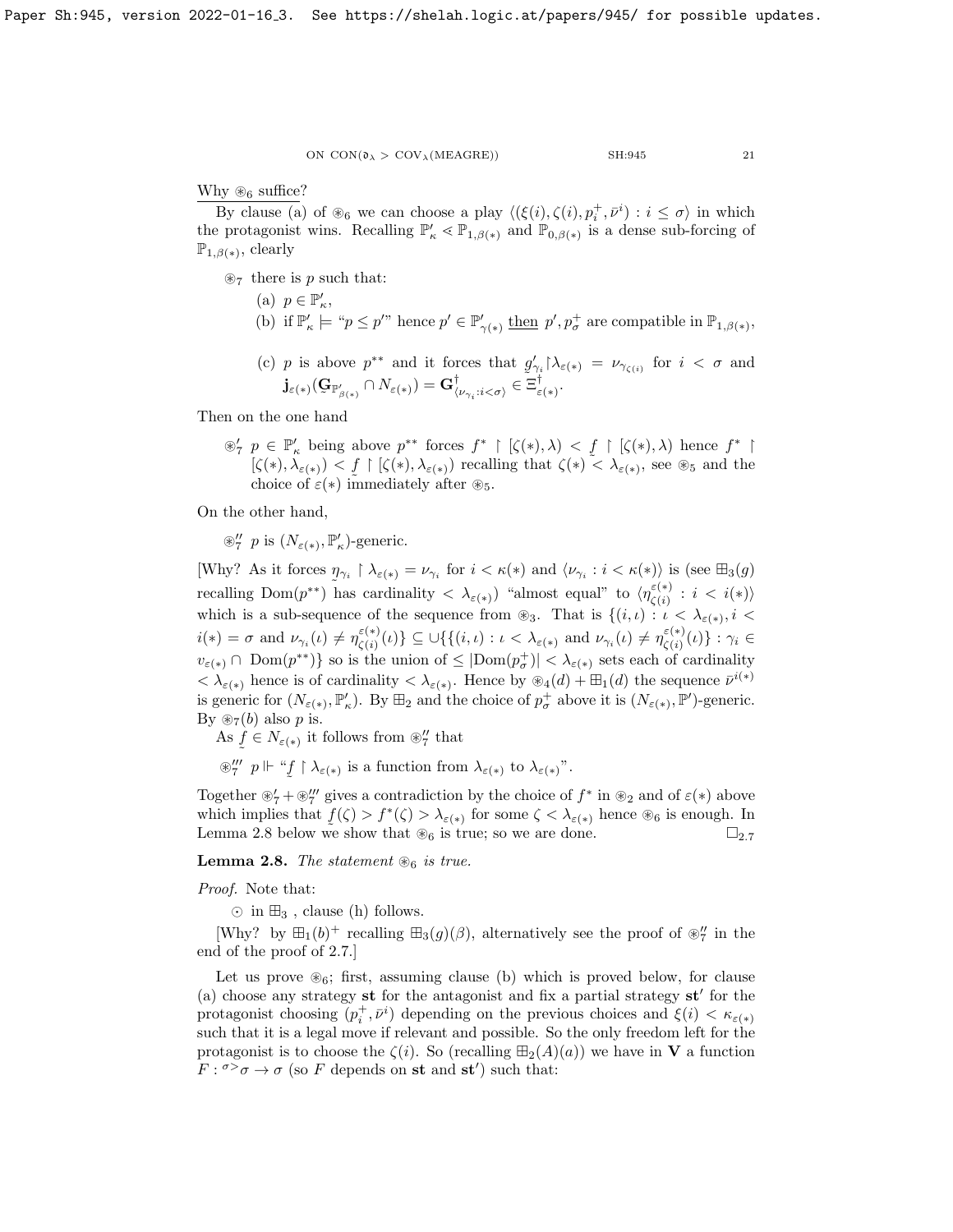Why $\circledast_6$ suffice?

By clause (a) of $\circledast_6$ we can choose a play $\langle(\xi(i),\zeta(i),p^+_i,\bar\nu^i) : i \le \sigma\rangle$ in which the protagonist wins. Recalling $\mathbb{P}'_\kappa \lessdot \mathbb{P}_{1,\beta(*)}$ and $\mathbb{P}_{0,\beta(*)}$ is a dense sub-forcing of $\mathbb{P}_{1,\beta(*)}$, clearly

- $\circledast_7$ there is $p$ such that:
  - (a) $p \in \mathbb{P}'_\kappa$,
  - (b) if $\mathbb{P}'_\kappa \models$ "$p \le p'$" hence $p' \in \mathbb{P}'_{\gamma(*)}$ then $p', p^+_\sigma$ are compatible in $\mathbb{P}_{1,\beta(*)}$,
  - (c) $p$ is above $p^{**}$ and it forces that $\underset{\sim}{g}'_{\gamma_i}{\restriction}\lambda_{\varepsilon(*)} = \nu_{\gamma_{\zeta(i)}}$ for $i < \sigma$ and $\mathbf{j}_{\varepsilon(*)}(\mathbf{G}_{\mathbb{P}'_{\beta(*)}} \cap N_{\varepsilon(*)}) = \mathbf{G}^\dagger_{\langle \nu_{\gamma_i}:i<\sigma\rangle} \in \Xi^\dagger_{\varepsilon(*)}$.

Then on the one hand

- $\circledast'_7$ $p \in \mathbb{P}'_\kappa$ being above $p^{**}$ forces $f^* \restriction [\zeta(*),\lambda) < \underset{\sim}{f} \restriction [\zeta(*),\lambda)$ hence $f^* \restriction [\zeta(*),\lambda_{\varepsilon(*)}) < \underset{\sim}{f} \restriction [\zeta(*),\lambda_{\varepsilon(*)})$ recalling that $\zeta(*) < \lambda_{\varepsilon(*)}$, see $\circledast_5$ and the choice of $\varepsilon(*)$ immediately after $\circledast_5$.

On the other hand,

- $\circledast''_7$ $p$ is $(N_{\varepsilon(*)},\mathbb{P}'_\kappa)$-generic.

[Why? As it forces $\underset{\sim}{\eta}_{\gamma_i} \restriction \lambda_{\varepsilon(*)} = \nu_{\gamma_i}$ for $i < \kappa(*)$ and $\langle \nu_{\gamma_i} : i < \kappa(*)\rangle$ is (see $\boxplus_3(g)$ recalling $\mathrm{Dom}(p^{**})$ has cardinality $< \lambda_{\varepsilon(*)}$) "almost equal" to $\langle \eta^{\varepsilon(*)}_{\zeta(i)} : i < i(*)\rangle$ which is a sub-sequence of the sequence from $\circledast_3$. That is $\{(i,\iota) : \iota < \lambda_{\varepsilon(*)}, i < i(*) = \sigma$ and $\nu_{\gamma_i}(\iota) \ne \eta^{\varepsilon(*)}_{\zeta(i)}(\iota)\} \subseteq \cup\{\{(i,\iota) : \iota < \lambda_{\varepsilon(*)}$ and $\nu_{\gamma_i}(\iota) \ne \eta^{\varepsilon(*)}_{\zeta(i)}(\iota)\} : \gamma_i \in v_{\varepsilon(*)} \cap \mathrm{Dom}(p^{**})\}$ so is the union of $\le |\mathrm{Dom}(p^+_\sigma)| < \lambda_{\varepsilon(*)}$ sets each of cardinality $< \lambda_{\varepsilon(*)}$ hence is of cardinality $< \lambda_{\varepsilon(*)}$. Hence by $\circledast_4(d) + \boxplus_1(d)$ the sequence $\bar\nu^{i(*)}$ is generic for $(N_{\varepsilon(*)},\mathbb{P}'_\kappa)$. By $\boxplus_2$ and the choice of $p^+_\sigma$ above it is $(N_{\varepsilon(*)},\mathbb{P}')$-generic. By $\circledast_7(b)$ also $p$ is.

As $\underset{\sim}{f} \in N_{\varepsilon(*)}$ it follows from $\circledast''_7$ that

- $\circledast'''_7$ $p \Vdash$ "$\underset{\sim}{f} \restriction \lambda_{\varepsilon(*)}$ is a function from $\lambda_{\varepsilon(*)}$ to $\lambda_{\varepsilon(*)}$".

Together $\circledast'_7 + \circledast'''_7$ gives a contradiction by the choice of $f^*$ in $\circledast_2$ and of $\varepsilon(*)$ above which implies that $\underset{\sim}{f}(\zeta) > f^*(\zeta) > \lambda_{\varepsilon(*)}$ for some $\zeta < \lambda_{\varepsilon(*)}$ hence $\circledast_6$ is enough. In Lemma 2.8 below we show that $\circledast_6$ is true; so we are done. $\square_{2.7}$

**Lemma 2.8.** *The statement $\circledast_6$ is true.*

*Proof.* Note that:

- $\odot$ in $\boxplus_3$ , clause (h) follows.

[Why? by $\boxplus_1(b)^+$ recalling $\boxplus_3(g)(\beta)$, alternatively see the proof of $\circledast''_7$ in the end of the proof of 2.7.]

Let us prove $\circledast_6$; first, assuming clause (b) which is proved below, for clause (a) choose any strategy $\mathbf{st}$ for the antagonist and fix a partial strategy $\mathbf{st}'$ for the protagonist choosing $(p^+_i,\bar\nu^i)$ depending on the previous choices and $\xi(i) < \kappa_{\varepsilon(*)}$ such that it is a legal move if relevant and possible. So the only freedom left for the protagonist is to choose the $\zeta(i)$. So (recalling $\boxplus_2(A)(a)$) we have in $\mathbf{V}$ a function $F : {}^{\sigma>}\sigma \to \sigma$ (so $F$ depends on $\mathbf{st}$ and $\mathbf{st}'$) such that: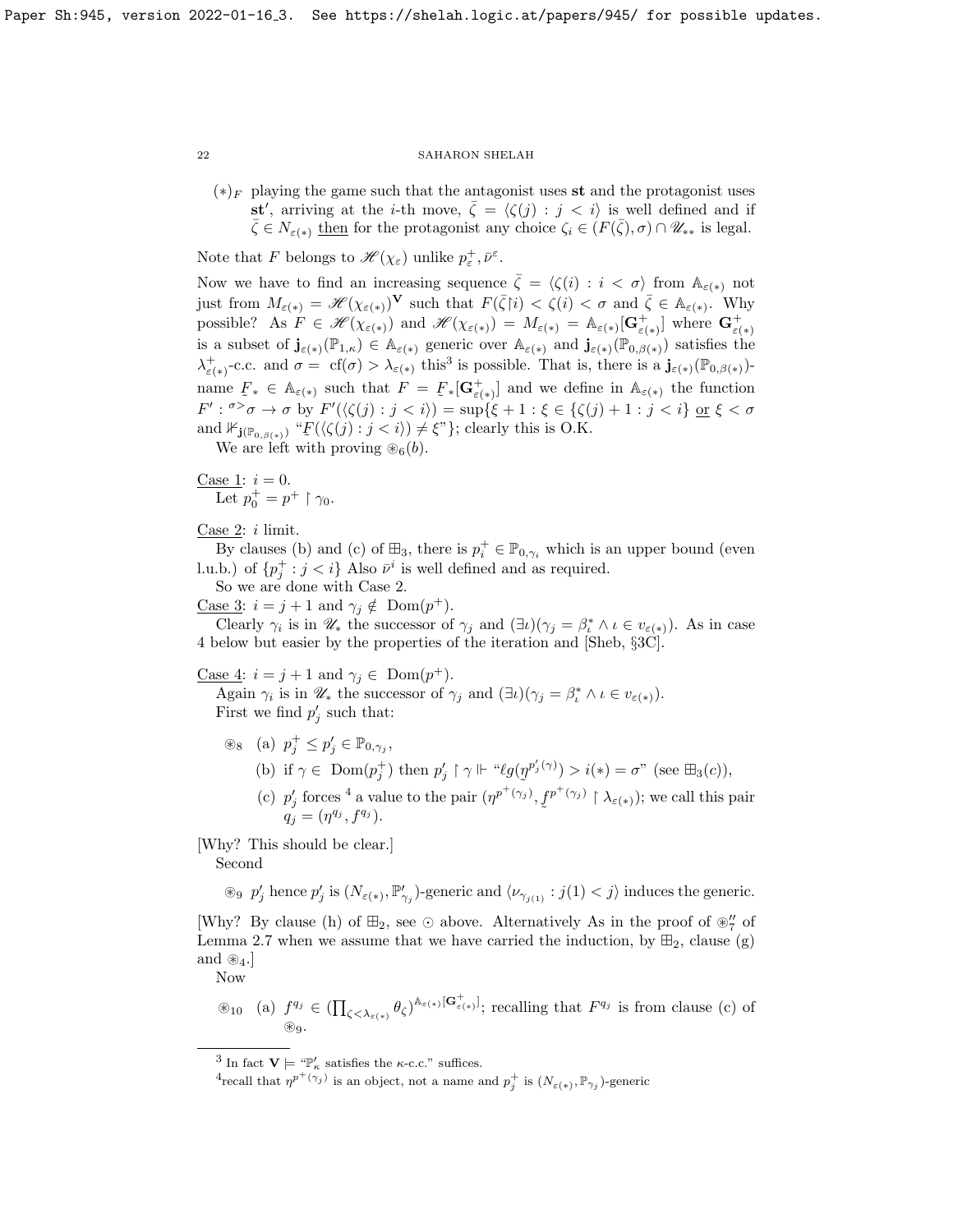$(*)_F$ playing the game such that the antagonist uses $\mathbf{st}$ and the protagonist uses $\mathbf{st}'$, arriving at the $i$-th move, $\bar{\zeta} = \langle \zeta(j) : j < i \rangle$ is well defined and if $\bar{\zeta} \in N_{\varepsilon(*)}$ then for the protagonist any choice $\zeta_i \in (F(\bar{\zeta}), \sigma) \cap \mathscr{U}_{**}$ is legal.

Note that $F$ belongs to $\mathscr{H}(\chi_\varepsilon)$ unlike $p^+_\varepsilon, \bar{\nu}^\varepsilon$.

Now we have to find an increasing sequence $\bar{\zeta} = \langle \zeta(i) : i < \sigma \rangle$ from $\mathbb{A}_{\varepsilon(*)}$ not just from $M_{\varepsilon(*)} = \mathscr{H}(\chi_{\varepsilon(*)})^{\mathbf{V}}$ such that $F(\bar{\zeta} {\restriction} i) < \zeta(i) < \sigma$ and $\bar{\zeta} \in \mathbb{A}_{\varepsilon(*)}$. Why possible? As $F \in \mathscr{H}(\chi_{\varepsilon(*)})$ and $\mathscr{H}(\chi_{\varepsilon(*)}) = M_{\varepsilon(*)} = \mathbb{A}_{\varepsilon(*)}[\mathbf{G}^+_{\varepsilon(*)}]$ where $\mathbf{G}^+_{\varepsilon(*)}$ is a subset of $\mathbf{j}_{\varepsilon(*)}(\mathbb{P}_{1,\kappa}) \in \mathbb{A}_{\varepsilon(*)}$ generic over $\mathbb{A}_{\varepsilon(*)}$ and $\mathbf{j}_{\varepsilon(*)}(\mathbb{P}_{0,\beta(*)})$ satisfies the $\lambda^+_{\varepsilon(*)}$-c.c. and $\sigma = \mathrm{cf}(\sigma) > \lambda_{\varepsilon(*)}$ this[3] is possible. That is, there is a $\mathbf{j}_{\varepsilon(*)}(\mathbb{P}_{0,\beta(*)})$-name $\underset{\sim}{F}_* \in \mathbb{A}_{\varepsilon(*)}$ such that $F = \underset{\sim}{F}_*[\mathbf{G}^+_{\varepsilon(*)}]$ and we define in $\mathbb{A}_{\varepsilon(*)}$ the function $F' : {}^{\sigma >}\sigma \to \sigma$ by $F'(\langle \zeta(j) : j < i \rangle) = \sup\{\xi + 1 : \xi \in \{\zeta(j) + 1 : j < i\}$ or $\xi < \sigma$ and $\nVdash_{\mathbf{j}(\mathbb{P}_{0,\beta(*)})}$ "$\underset{\sim}{F}(\langle \zeta(j) : j < i \rangle) \neq \xi$"$\}$; clearly this is O.K.

We are left with proving $\circledast_6(b)$.

Case 1: $i = 0$.
Let $p^+_0 = p^+ {\restriction} \gamma_0$.

Case 2: $i$ limit.
By clauses (b) and (c) of $\boxplus_3$, there is $p^+_i \in \mathbb{P}_{0,\gamma_i}$ which is an upper bound (even l.u.b.) of $\{p^+_j : j < i\}$ Also $\bar{\nu}^i$ is well defined and as required.
So we are done with Case 2.

Case 3: $i = j + 1$ and $\gamma_j \notin \mathrm{Dom}(p^+)$.
Clearly $\gamma_i$ is in $\mathscr{U}_*$ the successor of $\gamma_j$ and $(\exists \iota)(\gamma_j = \beta^*_\iota \wedge \iota \in v_{\varepsilon(*)})$. As in case 4 below but easier by the properties of the iteration and [Sheb, §3C].

Case 4: $i = j + 1$ and $\gamma_j \in \mathrm{Dom}(p^+)$.
Again $\gamma_i$ is in $\mathscr{U}_*$ the successor of $\gamma_j$ and $(\exists \iota)(\gamma_j = \beta^*_\iota \wedge \iota \in v_{\varepsilon(*)})$.
First we find $p'_j$ such that:

$\circledast_8$ (a) $p^+_j \leq p'_j \in \mathbb{P}_{0,\gamma_j}$,
(b) if $\gamma \in \mathrm{Dom}(p^+_j)$ then $p'_j {\restriction} \gamma \Vdash$ "$\ell g(\underset{\sim}{\eta}^{p'_j(\gamma)}) > i(*) = \sigma$" (see $\boxplus_3(c)$),
(c) $p'_j$ forces[4] a value to the pair $(\eta^{p^+(\gamma_j)}, \underset{\sim}{f}^{p^+(\gamma_j)} {\restriction} \lambda_{\varepsilon(*)})$; we call this pair $q_j = (\eta^{q_j}, f^{q_j})$.

[Why? This should be clear.]
Second

$\circledast_9$ $p'_j$ hence $p'_j$ is $(N_{\varepsilon(*)}, \mathbb{P}'_{\gamma_j})$-generic and $\langle \nu_{\gamma_{j(1)}} : j(1) < j \rangle$ induces the generic.

[Why? By clause (h) of $\boxplus_2$, see $\odot$ above. Alternatively As in the proof of $\circledast''_7$ of Lemma 2.7 when we assume that we have carried the induction, by $\boxplus_2$, clause (g) and $\circledast_4$.]
Now

$\circledast_{10}$ (a) $f^{q_j} \in (\prod_{\zeta < \lambda_{\varepsilon(*)}} \theta_\zeta)^{\mathbb{A}_{\varepsilon(*)}[\mathbf{G}^+_{\varepsilon(*)}]}$; recalling that $F^{q_j}$ is from clause (c) of $\circledast_9$.

---

[3] In fact $\mathbf{V} \models$ "$\mathbb{P}'_\kappa$ satisfies the $\kappa$-c.c." suffices.

[4] recall that $\eta^{p^+(\gamma_j)}$ is an object, not a name and $p^+_j$ is $(N_{\varepsilon(*)}, \mathbb{P}_{\gamma_j})$-generic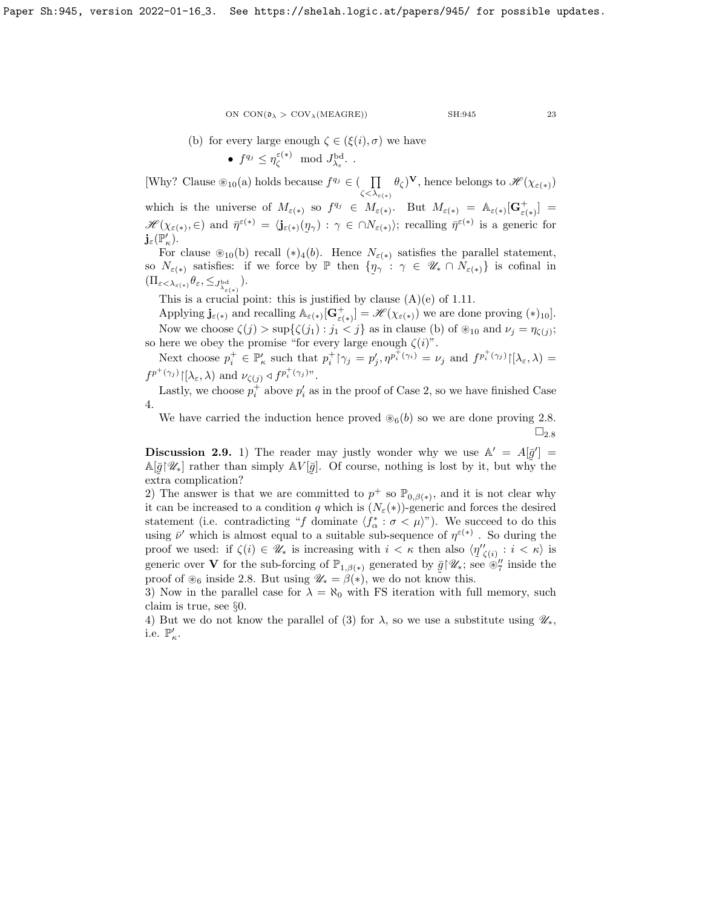(b) for every large enough $\zeta \in (\xi(i), \sigma)$ we have

- $f^{q_j} \leq \eta^{\varepsilon(*)}_\zeta \mod J^{\rm bd}_{\lambda_\varepsilon}$. .

[Why? Clause $\circledast_{10}$(a) holds because $f^{q_j} \in (\prod\limits_{\zeta < \lambda_{\varepsilon(*)}} \theta_\zeta)^{\mathbf{V}}$, hence belongs to $\mathscr{H}(\chi_{\varepsilon(*)})$ which is the universe of $M_{\varepsilon(*)}$ so $f^{q_j} \in M_{\varepsilon(*)}$. But $M_{\varepsilon(*)} = \mathbb{A}_{\varepsilon(*)}[\mathbf{G}^+_{\varepsilon(*)}] = \mathscr{H}(\chi_{\varepsilon(*)}, \in)$ and $\bar{\eta}^{\varepsilon(*)} = \langle \mathbf{j}_{\varepsilon(*)}(\underset{\sim}{\eta}_\gamma) : \gamma \in \cap N_{\varepsilon(*)} \rangle$; recalling $\bar{\eta}^{\varepsilon(*)}$ is a generic for $\mathbf{j}_\varepsilon(\mathbb{P}'_\kappa)$.

For clause $\circledast_{10}$(b) recall $(*)_4(b)$. Hence $N_{\varepsilon(*)}$ satisfies the parallel statement, so $N_{\varepsilon(*)}$ satisfies: if we force by $\mathbb{P}$ then $\{\underset{\sim}{\eta}_\gamma : \gamma \in \mathscr{U}_* \cap N_{\varepsilon(*)}\}$ is cofinal in $(\Pi_{\varepsilon < \lambda_{\varepsilon(*)}} \theta_\varepsilon, \leq_{J^{\rm bd}_{\lambda_{\varepsilon(*)}}})$.

This is a crucial point: this is justified by clause (A)(e) of 1.11.

Applying $\mathbf{j}_{\varepsilon(*)}$ and recalling $\mathbb{A}_{\varepsilon(*)}[\mathbf{G}^+_{\varepsilon(*)}] = \mathscr{H}(\chi_{\varepsilon(*)})$ we are done proving $(*)_{10}$].

Now we choose $\zeta(j) > \sup\{\zeta(j_1) : j_1 < j\}$ as in clause (b) of $\circledast_{10}$ and $\nu_j = \eta_{\zeta(j)}$; so here we obey the promise "for every large enough $\zeta(i)$".

Next choose $p^+_i \in \mathbb{P}'_\kappa$ such that $p^+_i {\restriction} \gamma_j = p'_j, \eta^{p^+_i(\gamma_i)} = \nu_j$ and $f^{p^+_i(\gamma_j)} {\restriction} [\lambda_\varepsilon, \lambda) = f^{p^+(\gamma_j)} {\restriction} [\lambda_\varepsilon, \lambda)$ and $\nu_{\zeta(j)} \vartriangleleft f^{p^+_i(\gamma_j)}$".

Lastly, we choose $p^+_i$ above $p'_i$ as in the proof of Case 2, so we have finished Case 4.

We have carried the induction hence proved $\circledast_6(b)$ so we are done proving 2.8. $\square_{2.8}$

**Discussion 2.9.** 1) The reader may justly wonder why we use $\mathbb{A}' = A[\bar{g}'] = \mathbb{A}[\bar{g} {\restriction} \mathscr{U}_*]$ rather than simply $\mathbb{A}V[\bar{g}]$. Of course, nothing is lost by it, but why the extra complication?

2) The answer is that we are committed to $p^+$ so $\mathbb{P}_{0,\beta(*)}$, and it is not clear why it can be increased to a condition $q$ which is $(N_\varepsilon(*))$-generic and forces the desired statement (i.e. contradicting "$f$ dominate $\langle f^*_\alpha : \sigma < \mu \rangle$"). We succeed to do this using $\bar{\nu}'$ which is almost equal to a suitable sub-sequence of $\eta^{\varepsilon(*)}$ . So during the proof we used: if $\zeta(i) \in \mathscr{U}_*$ is increasing with $i < \kappa$ then also $\langle \underset{\sim}{\eta}''_{\zeta(i)} : i < \kappa \rangle$ is generic over $\mathbf{V}$ for the sub-forcing of $\mathbb{P}_{1,\beta(*)}$ generated by $\bar{g} {\restriction} \mathscr{U}_*$; see $\circledast''_7$ inside the proof of $\circledast_6$ inside 2.8. But using $\mathscr{U}_* = \beta(*)$, we do not know this.

3) Now in the parallel case for $\lambda = \aleph_0$ with FS iteration with full memory, such claim is true, see §0.

4) But we do not know the parallel of (3) for $\lambda$, so we use a substitute using $\mathscr{U}_*$, i.e. $\mathbb{P}'_\kappa$.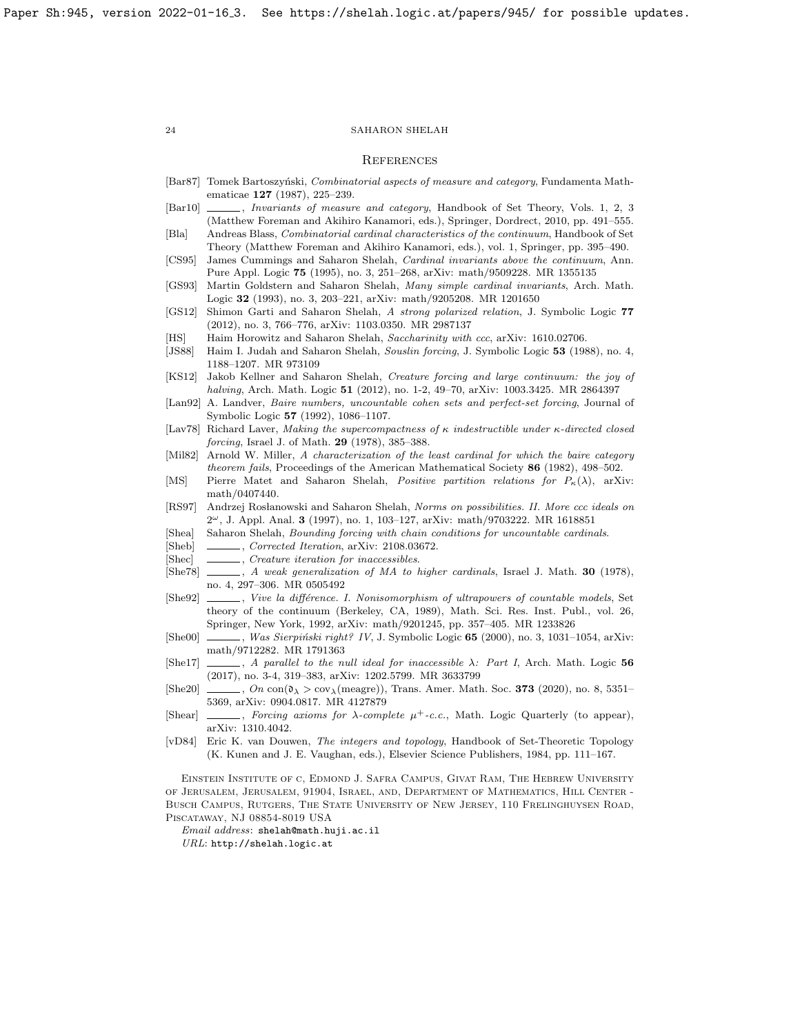## References

- [Bar87] Tomek Bartoszyński, *Combinatorial aspects of measure and category*, Fundamenta Mathematicae **127** (1987), 225–239.
- [Bar10] ______, *Invariants of measure and category*, Handbook of Set Theory, Vols. 1, 2, 3 (Matthew Foreman and Akihiro Kanamori, eds.), Springer, Dordrect, 2010, pp. 491–555.
- [Bla] Andreas Blass, *Combinatorial cardinal characteristics of the continuum*, Handbook of Set Theory (Matthew Foreman and Akihiro Kanamori, eds.), vol. 1, Springer, pp. 395–490.
- [CS95] James Cummings and Saharon Shelah, *Cardinal invariants above the continuum*, Ann. Pure Appl. Logic **75** (1995), no. 3, 251–268, arXiv: math/9509228. MR 1355135
- [GS93] Martin Goldstern and Saharon Shelah, *Many simple cardinal invariants*, Arch. Math. Logic **32** (1993), no. 3, 203–221, arXiv: math/9205208. MR 1201650
- [GS12] Shimon Garti and Saharon Shelah, *A strong polarized relation*, J. Symbolic Logic **77** (2012), no. 3, 766–776, arXiv: 1103.0350. MR 2987137
- [HS] Haim Horowitz and Saharon Shelah, *Saccharinity with ccc*, arXiv: 1610.02706.
- [JS88] Haim I. Judah and Saharon Shelah, *Souslin forcing*, J. Symbolic Logic **53** (1988), no. 4, 1188–1207. MR 973109
- [KS12] Jakob Kellner and Saharon Shelah, *Creature forcing and large continuum: the joy of halving*, Arch. Math. Logic **51** (2012), no. 1-2, 49–70, arXiv: 1003.3425. MR 2864397
- [Lan92] A. Landver, *Baire numbers, uncountable cohen sets and perfect-set forcing*, Journal of Symbolic Logic **57** (1992), 1086–1107.
- [Lav78] Richard Laver, *Making the supercompactness of $\kappa$ indestructible under $\kappa$-directed closed forcing*, Israel J. of Math. **29** (1978), 385–388.
- [Mil82] Arnold W. Miller, *A characterization of the least cardinal for which the baire category theorem fails*, Proceedings of the American Mathematical Society **86** (1982), 498–502.
- [MS] Pierre Matet and Saharon Shelah, *Positive partition relations for $P_\kappa(\lambda)$*, arXiv: math/0407440.
- [RS97] Andrzej Rosłanowski and Saharon Shelah, *Norms on possibilities. II. More ccc ideals on $2^\omega$*, J. Appl. Anal. **3** (1997), no. 1, 103–127, arXiv: math/9703222. MR 1618851
- [Shea] Saharon Shelah, *Bounding forcing with chain conditions for uncountable cardinals*.
- [Sheb] ______, *Corrected Iteration*, arXiv: 2108.03672.
- [Shec] ______, *Creature iteration for inaccessibles*.
- [She78] ______, *A weak generalization of MA to higher cardinals*, Israel J. Math. **30** (1978), no. 4, 297–306. MR 0505492
- [She92] ______, *Vive la différence. I. Nonisomorphism of ultrapowers of countable models*, Set theory of the continuum (Berkeley, CA, 1989), Math. Sci. Res. Inst. Publ., vol. 26, Springer, New York, 1992, arXiv: math/9201245, pp. 357–405. MR 1233826
- [She00] ______, *Was Sierpiński right? IV*, J. Symbolic Logic **65** (2000), no. 3, 1031–1054, arXiv: math/9712282. MR 1791363
- [She17] ______, *A parallel to the null ideal for inaccessible $\lambda$: Part I*, Arch. Math. Logic **56** (2017), no. 3-4, 319–383, arXiv: 1202.5799. MR 3633799
- [She20] ______, *On* $\mathrm{con}(\mathfrak{d}_\lambda > \mathrm{cov}_\lambda(\text{meagre}))$, Trans. Amer. Math. Soc. **373** (2020), no. 8, 5351–5369, arXiv: 0904.0817. MR 4127879
- [Shear] ______, *Forcing axioms for $\lambda$-complete $\mu^+$-c.c.*, Math. Logic Quarterly (to appear), arXiv: 1310.4042.
- [vD84] Eric K. van Douwen, *The integers and topology*, Handbook of Set-Theoretic Topology (K. Kunen and J. E. Vaughan, eds.), Elsevier Science Publishers, 1984, pp. 111–167.

Einstein Institute of c, Edmond J. Safra Campus, Givat Ram, The Hebrew University of Jerusalem, Jerusalem, 91904, Israel, and, Department of Mathematics, Hill Center - Busch Campus, Rutgers, The State University of New Jersey, 110 Frelinghuysen Road, Piscataway, NJ 08854-8019 USA

*Email address*: shelah@math.huji.ac.il

*URL*: http://shelah.logic.at